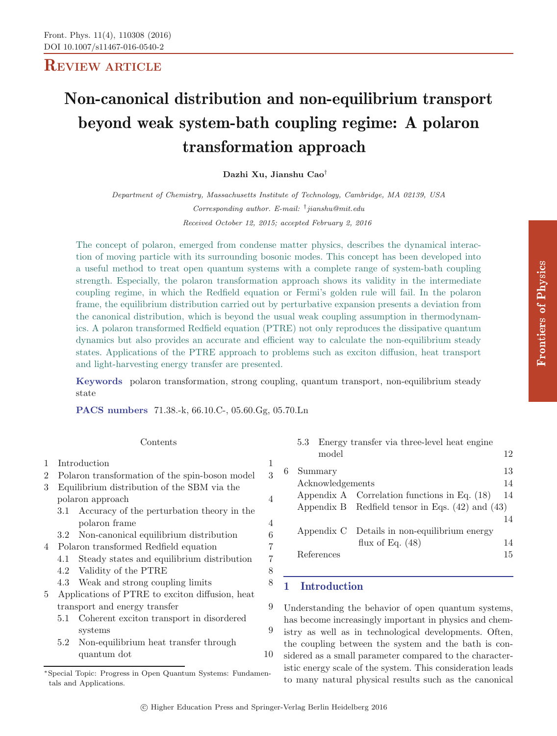REVIEW ARTICLE

# Non-canonical distribution and non-equilibrium transport beyond weak system-bath coupling regime: A polaron transformation approach

**Dazhi Xu, Jianshu Cao**[†]

*Department of Chemistry, Massachusetts Institute of Technology, Cambridge, MA 02139, USA*

*Corresponding author. E-mail:* [†]*jianshu@mit.edu*

*Received October 12, 2015; accepted February 2, 2016*

The concept of polaron, emerged from condense matter physics, describes the dynamical interaction of moving particle with its surrounding bosonic modes. This concept has been developed into a useful method to treat open quantum systems with a complete range of system-bath coupling strength. Especially, the polaron transformation approach shows its validity in the intermediate coupling regime, in which the Redfield equation or Fermi's golden rule will fail. In the polaron frame, the equilibrium distribution carried out by perturbative expansion presents a deviation from the canonical distribution, which is beyond the usual weak coupling assumption in thermodynamics. A polaron transformed Redfield equation (PTRE) not only reproduces the dissipative quantum dynamics but also provides an accurate and efficient way to calculate the non-equilibrium steady states. Applications of the PTRE approach to problems such as exciton diffusion, heat transport and light-harvesting energy transfer are presented.

**Keywords** polaron transformation, strong coupling, quantum transport, non-equilibrium steady state

**PACS numbers** 71.38.-k, 66.10.C-, 05.60.Gg, 05.70.Ln

Contents

| | | |
|---|---|---|
| 1 | Introduction | 1 |
| 2 | Polaron transformation of the spin-boson model | 3 |
| 3 | Equilibrium distribution of the SBM via the polaron approach | 4 |
| 3.1 | Accuracy of the perturbation theory in the polaron frame | 4 |
| 3.2 | Non-canonical equilibrium distribution | 6 |
| 4 | Polaron transformed Redfield equation | 7 |
| 4.1 | Steady states and equilibrium distribution | 7 |
| 4.2 | Validity of the PTRE | 8 |
| 4.3 | Weak and strong coupling limits | 8 |
| 5 | Applications of PTRE to exciton diffusion, heat transport and energy transfer | 9 |
| 5.1 | Coherent exciton transport in disordered systems | 9 |
| 5.2 | Non-equilibrium heat transfer through quantum dot | 10 |
| 5.3 | Energy transfer via three-level heat engine model | 12 |
| 6 | Summary | 13 |
| | Acknowledgements | 14 |
| | Appendix A Correlation functions in Eq. (18) | 14 |
| | Appendix B Redfield tensor in Eqs. (42) and (43) | 14 |
| | Appendix C Details in non-equilibrium energy flux of Eq. (48) | 14 |
| | References | 15 |

*Special Topic: Progress in Open Quantum Systems: Fundamentals and Applications.

## 1 Introduction

Understanding the behavior of open quantum systems, has become increasingly important in physics and chemistry as well as in technological developments. Often, the coupling between the system and the bath is considered as a small parameter compared to the characteristic energy scale of the system. This consideration leads to many natural physical results such as the canonical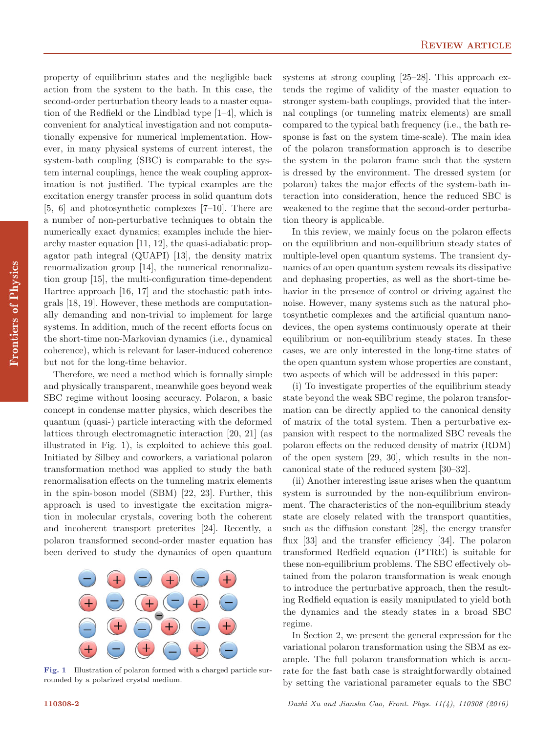property of equilibrium states and the negligible back action from the system to the bath. In this case, the second-order perturbation theory leads to a master equation of the Redfield or the Lindblad type [1–4], which is convenient for analytical investigation and not computationally expensive for numerical implementation. However, in many physical systems of current interest, the system-bath coupling (SBC) is comparable to the system internal couplings, hence the weak coupling approximation is not justified. The typical examples are the excitation energy transfer process in solid quantum dots [5, 6] and photosynthetic complexes [7–10]. There are a number of non-perturbative techniques to obtain the numerically exact dynamics; examples include the hierarchy master equation [11, 12], the quasi-adiabatic propagator path integral (QUAPI) [13], the density matrix renormalization group [14], the numerical renormalization group [15], the multi-configuration time-dependent Hartree approach [16, 17] and the stochastic path integrals [18, 19]. However, these methods are computationally demanding and non-trivial to implement for large systems. In addition, much of the recent efforts focus on the short-time non-Markovian dynamics (i.e., dynamical coherence), which is relevant for laser-induced coherence but not for the long-time behavior.

Therefore, we need a method which is formally simple and physically transparent, meanwhile goes beyond weak SBC regime without loosing accuracy. Polaron, a basic concept in condense matter physics, which describes the quantum (quasi-) particle interacting with the deformed lattices through electromagnetic interaction [20, 21] (as illustrated in Fig. 1), is exploited to achieve this goal. Initiated by Silbey and coworkers, a variational polaron transformation method was applied to study the bath renormalisation effects on the tunneling matrix elements in the spin-boson model (SBM) [22, 23]. Further, this approach is used to investigate the excitation migration in molecular crystals, covering both the coherent and incoherent transport preterites [24]. Recently, a polaron transformed second-order master equation has been derived to study the dynamics of open quantum systems at strong coupling [25–28]. This approach extends the regime of validity of the master equation to stronger system-bath couplings, provided that the internal couplings (or tunneling matrix elements) are small compared to the typical bath frequency (i.e., the bath response is fast on the system time-scale). The main idea of the polaron transformation approach is to describe the system in the polaron frame such that the system is dressed by the environment. The dressed system (or polaron) takes the major effects of the system-bath interaction into consideration, hence the reduced SBC is weakened to the regime that the second-order perturbation theory is applicable.

Fig. 1 Illustration of polaron formed with a charged particle surrounded by a polarized crystal medium.

In this review, we mainly focus on the polaron effects on the equilibrium and non-equilibrium steady states of multiple-level open quantum systems. The transient dynamics of an open quantum system reveals its dissipative and dephasing properties, as well as the short-time behavior in the presence of control or driving against the noise. However, many systems such as the natural photosynthetic complexes and the artificial quantum nanodevices, the open systems continuously operate at their equilibrium or non-equilibrium steady states. In these cases, we are only interested in the long-time states of the open quantum system whose properties are constant, two aspects of which will be addressed in this paper:

(i) To investigate properties of the equilibrium steady state beyond the weak SBC regime, the polaron transformation can be directly applied to the canonical density of matrix of the total system. Then a perturbative expansion with respect to the normalized SBC reveals the polaron effects on the reduced density of matrix (RDM) of the open system [29, 30], which results in the non-canonical state of the reduced system [30–32].

(ii) Another interesting issue arises when the quantum system is surrounded by the non-equilibrium environment. The characteristics of the non-equilibrium steady state are closely related with the transport quantities, such as the diffusion constant [28], the energy transfer flux [33] and the transfer efficiency [34]. The polaron transformed Redfield equation (PTRE) is suitable for these non-equilibrium problems. The SBC effectively obtained from the polaron transformation is weak enough to introduce the perturbative approach, then the resulting Redfield equation is easily manipulated to yield both the dynamics and the steady states in a broad SBC regime.

In Section 2, we present the general expression for the variational polaron transformation using the SBM as example. The full polaron transformation which is accurate for the fast bath case is straightforwardly obtained by setting the variational parameter equals to the SBC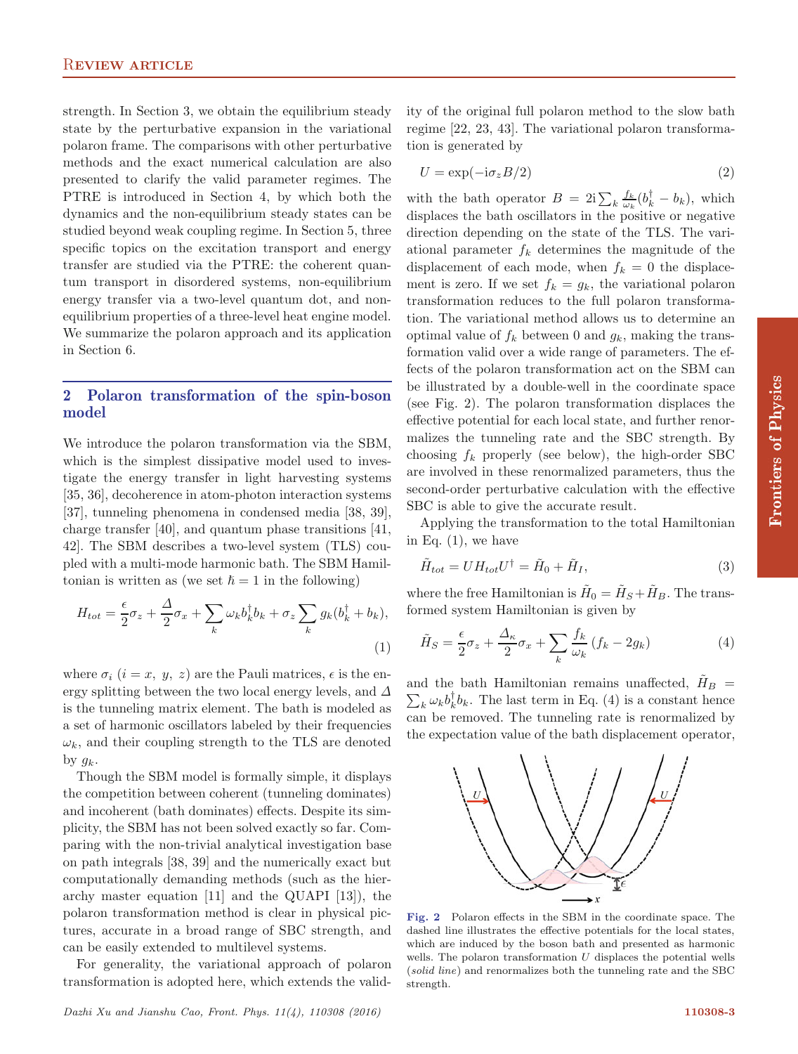strength. In Section 3, we obtain the equilibrium steady state by the perturbative expansion in the variational polaron frame. The comparisons with other perturbative methods and the exact numerical calculation are also presented to clarify the valid parameter regimes. The PTRE is introduced in Section 4, by which both the dynamics and the non-equilibrium steady states can be studied beyond weak coupling regime. In Section 5, three specific topics on the excitation transport and energy transfer are studied via the PTRE: the coherent quantum transport in disordered systems, non-equilibrium energy transfer via a two-level quantum dot, and non-equilibrium properties of a three-level heat engine model. We summarize the polaron approach and its application in Section 6.

## 2 Polaron transformation of the spin-boson model

We introduce the polaron transformation via the SBM, which is the simplest dissipative model used to investigate the energy transfer in light harvesting systems [35, 36], decoherence in atom-photon interaction systems [37], tunneling phenomena in condensed media [38, 39], charge transfer [40], and quantum phase transitions [41, 42]. The SBM describes a two-level system (TLS) coupled with a multi-mode harmonic bath. The SBM Hamiltonian is written as (we set $\hbar = 1$ in the following)

$$H_{tot} = \frac{\epsilon}{2}\sigma_z + \frac{\Delta}{2}\sigma_x + \sum_k \omega_k b_k^\dagger b_k + \sigma_z \sum_k g_k (b_k^\dagger + b_k), \tag{1}$$

where $\sigma_i$ ($i = x,\ y,\ z$) are the Pauli matrices, $\epsilon$ is the energy splitting between the two local energy levels, and $\Delta$ is the tunneling matrix element. The bath is modeled as a set of harmonic oscillators labeled by their frequencies $\omega_k$, and their coupling strength to the TLS are denoted by $g_k$.

Though the SBM model is formally simple, it displays the competition between coherent (tunneling dominates) and incoherent (bath dominates) effects. Despite its simplicity, the SBM has not been solved exactly so far. Comparing with the non-trivial analytical investigation base on path integrals [38, 39] and the numerically exact but computationally demanding methods (such as the hierarchy master equation [11] and the QUAPI [13]), the polaron transformation method is clear in physical pictures, accurate in a broad range of SBC strength, and can be easily extended to multilevel systems.

For generality, the variational approach of polaron transformation is adopted here, which extends the validity of the original full polaron method to the slow bath regime [22, 23, 43]. The variational polaron transformation is generated by

$$U = \exp(-\mathrm{i}\sigma_z B/2) \tag{2}$$

with the bath operator $B = 2\mathrm{i}\sum_k \frac{f_k}{\omega_k}(b_k^\dagger - b_k)$, which displaces the bath oscillators in the positive or negative direction depending on the state of the TLS. The variational parameter $f_k$ determines the magnitude of the displacement of each mode, when $f_k = 0$ the displacement is zero. If we set $f_k = g_k$, the variational polaron transformation reduces to the full polaron transformation. The variational method allows us to determine an optimal value of $f_k$ between 0 and $g_k$, making the transformation valid over a wide range of parameters. The effects of the polaron transformation act on the SBM can be illustrated by a double-well in the coordinate space (see Fig. 2). The polaron transformation displaces the effective potential for each local state, and further renormalizes the tunneling rate and the SBC strength. By choosing $f_k$ properly (see below), the high-order SBC are involved in these renormalized parameters, thus the second-order perturbative calculation with the effective SBC is able to give the accurate result.

Applying the transformation to the total Hamiltonian in Eq. (1), we have

$$\tilde{H}_{tot} = U H_{tot} U^\dagger = \tilde{H}_0 + \tilde{H}_I, \tag{3}$$

where the free Hamiltonian is $\tilde{H}_0 = \tilde{H}_S + \tilde{H}_B$. The transformed system Hamiltonian is given by

$$\tilde{H}_S = \frac{\epsilon}{2}\sigma_z + \frac{\Delta_\kappa}{2}\sigma_x + \sum_k \frac{f_k}{\omega_k}(f_k - 2g_k) \tag{4}$$

and the bath Hamiltonian remains unaffected, $\tilde{H}_B = \sum_k \omega_k b_k^\dagger b_k$. The last term in Eq. (4) is a constant hence can be removed. The tunneling rate is renormalized by the expectation value of the bath displacement operator,

**Fig. 2** Polaron effects in the SBM in the coordinate space. The dashed line illustrates the effective potentials for the local states, which are induced by the boson bath and presented as harmonic wells. The polaron transformation $U$ displaces the potential wells (*solid line*) and renormalizes both the tunneling rate and the SBC strength.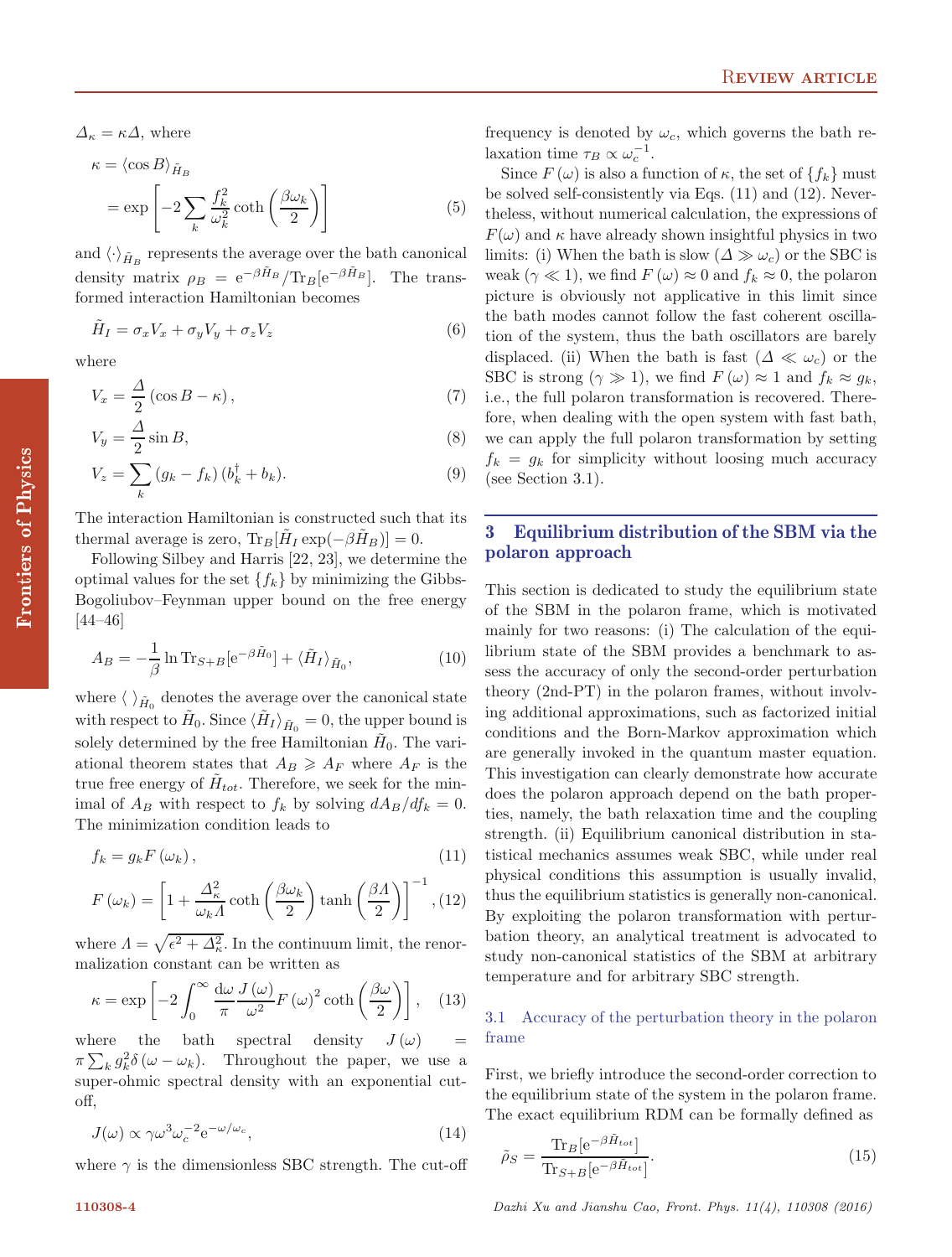$\varDelta_\kappa = \kappa\varDelta$, where

$$\kappa = \langle \cos B \rangle_{\tilde{H}_B} = \exp\left[ -2\sum_k \frac{f_k^2}{\omega_k^2} \coth\left( \frac{\beta\omega_k}{2} \right) \right] \tag{5}$$

and $\langle\cdot\rangle_{\tilde{H}_B}$ represents the average over the bath canonical density matrix $\rho_B = \mathrm{e}^{-\beta\tilde{H}_B}/\mathrm{Tr}_B[\mathrm{e}^{-\beta\tilde{H}_B}]$. The transformed interaction Hamiltonian becomes

$$\tilde{H}_I = \sigma_x V_x + \sigma_y V_y + \sigma_z V_z \tag{6}$$

where

$$V_x = \frac{\varDelta}{2}\left(\cos B - \kappa\right), \tag{7}$$

$$V_y = \frac{\varDelta}{2}\sin B, \tag{8}$$

$$V_z = \sum_k \left(g_k - f_k\right)(b_k^\dagger + b_k). \tag{9}$$

The interaction Hamiltonian is constructed such that its thermal average is zero, $\mathrm{Tr}_B[\tilde{H}_I \exp(-\beta\tilde{H}_B)] = 0$.

Following Silbey and Harris [22, 23], we determine the optimal values for the set $\{f_k\}$ by minimizing the Gibbs-Bogoliubov–Feynman upper bound on the free energy [44–46]

$$A_B = -\frac{1}{\beta}\ln \mathrm{Tr}_{S+B}[\mathrm{e}^{-\beta\tilde{H}_0}] + \langle \tilde{H}_I \rangle_{\tilde{H}_0}, \tag{10}$$

where $\langle\,\rangle_{\tilde{H}_0}$ denotes the average over the canonical state with respect to $\tilde{H}_0$. Since $\langle \tilde{H}_I \rangle_{\tilde{H}_0} = 0$, the upper bound is solely determined by the free Hamiltonian $\tilde{H}_0$. The variational theorem states that $A_B \geqslant A_F$ where $A_F$ is the true free energy of $\tilde{H}_{tot}$. Therefore, we seek for the minimal of $A_B$ with respect to $f_k$ by solving $dA_B/df_k = 0$. The minimization condition leads to

$$f_k = g_k F\left(\omega_k\right), \tag{11}$$

$$F\left(\omega_k\right) = \left[ 1 + \frac{\varDelta_\kappa^2}{\omega_k \varLambda}\coth\left(\frac{\beta\omega_k}{2}\right)\tanh\left(\frac{\beta\varLambda}{2}\right) \right]^{-1}, \tag{12}$$

where $\varLambda = \sqrt{\epsilon^2 + \varDelta_\kappa^2}$. In the continuum limit, the renormalization constant can be written as

$$\kappa = \exp\left[ -2\int_0^\infty \frac{\mathrm{d}\omega}{\pi}\frac{J\left(\omega\right)}{\omega^2}F\left(\omega\right)^2 \coth\left(\frac{\beta\omega}{2}\right) \right], \tag{13}$$

where the bath spectral density $J\left(\omega\right) = \pi\sum_k g_k^2 \delta\left(\omega - \omega_k\right)$. Throughout the paper, we use a super-ohmic spectral density with an exponential cut-off,

$$J(\omega) \propto \gamma\omega^3\omega_c^{-2}\mathrm{e}^{-\omega/\omega_c}, \tag{14}$$

where $\gamma$ is the dimensionless SBC strength. The cut-off frequency is denoted by $\omega_c$, which governs the bath relaxation time $\tau_B \propto \omega_c^{-1}$.

Since $F\left(\omega\right)$ is also a function of $\kappa$, the set of $\{f_k\}$ must be solved self-consistently via Eqs. (11) and (12). Nevertheless, without numerical calculation, the expressions of $F(\omega)$ and $\kappa$ have already shown insightful physics in two limits: (i) When the bath is slow ($\varDelta \gg \omega_c$) or the SBC is weak ($\gamma \ll 1$), we find $F\left(\omega\right) \approx 0$ and $f_k \approx 0$, the polaron picture is obviously not applicative in this limit since the bath modes cannot follow the fast coherent oscillation of the system, thus the bath oscillators are barely displaced. (ii) When the bath is fast ($\varDelta \ll \omega_c$) or the SBC is strong ($\gamma \gg 1$), we find $F\left(\omega\right) \approx 1$ and $f_k \approx g_k$, i.e., the full polaron transformation is recovered. Therefore, when dealing with the open system with fast bath, we can apply the full polaron transformation by setting $f_k = g_k$ for simplicity without loosing much accuracy (see Section 3.1).

## 3 Equilibrium distribution of the SBM via the polaron approach

This section is dedicated to study the equilibrium state of the SBM in the polaron frame, which is motivated mainly for two reasons: (i) The calculation of the equilibrium state of the SBM provides a benchmark to assess the accuracy of only the second-order perturbation theory (2nd-PT) in the polaron frames, without involving additional approximations, such as factorized initial conditions and the Born-Markov approximation which are generally invoked in the quantum master equation. This investigation can clearly demonstrate how accurate does the polaron approach depend on the bath properties, namely, the bath relaxation time and the coupling strength. (ii) Equilibrium canonical distribution in statistical mechanics assumes weak SBC, while under real physical conditions this assumption is usually invalid, thus the equilibrium statistics is generally non-canonical. By exploiting the polaron transformation with perturbation theory, an analytical treatment is advocated to study non-canonical statistics of the SBM at arbitrary temperature and for arbitrary SBC strength.

### 3.1 Accuracy of the perturbation theory in the polaron frame

First, we briefly introduce the second-order correction to the equilibrium state of the system in the polaron frame. The exact equilibrium RDM can be formally defined as

$$\tilde{\rho}_S = \frac{\mathrm{Tr}_B[\mathrm{e}^{-\beta\tilde{H}_{tot}}]}{\mathrm{Tr}_{S+B}[\mathrm{e}^{-\beta\tilde{H}_{tot}}]}. \tag{15}$$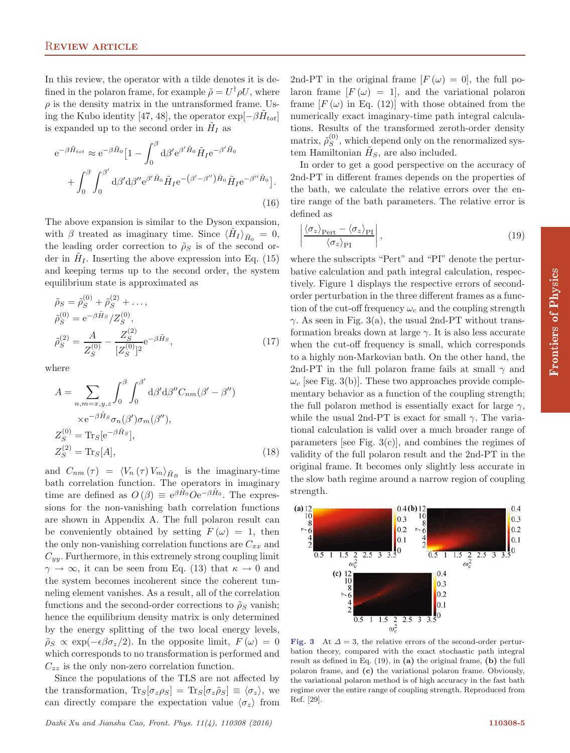In this review, the operator with a tilde denotes it is defined in the polaron frame, for example $\tilde{\rho} = U^{\dagger}\rho U$, where $\rho$ is the density matrix in the untransformed frame. Using the Kubo identity [47, 48], the operator $\exp[-\beta \tilde{H}_{tot}]$ is expanded up to the second order in $\tilde{H}_I$ as

$$
\begin{aligned}
\mathrm{e}^{-\beta \tilde{H}_{tot}} \approx \mathrm{e}^{-\beta \tilde{H}_0}\Big[1 - \int_0^{\beta} \mathrm{d}\beta' \mathrm{e}^{\beta' \tilde{H}_0} \tilde{H}_I \mathrm{e}^{-\beta' \tilde{H}_0} \\
+ \int_0^{\beta}\int_0^{\beta'} \mathrm{d}\beta' \mathrm{d}\beta'' \mathrm{e}^{\beta' \tilde{H}_0} \tilde{H}_I \mathrm{e}^{-(\beta'-\beta'')\tilde{H}_0} \tilde{H}_I \mathrm{e}^{-\beta'' \tilde{H}_0}\Big].
\end{aligned}
\tag{16}
$$

The above expansion is similar to the Dyson expansion, with $\beta$ treated as imaginary time. Since $\langle \tilde{H}_I \rangle_{\tilde{H}_0} = 0$, the leading order correction to $\tilde{\rho}_S$ is of the second order in $\tilde{H}_I$. Inserting the above expression into Eq. (15) and keeping terms up to the second order, the system equilibrium state is approximated as

$$
\begin{aligned}
&\tilde{\rho}_S = \tilde{\rho}_S^{(0)} + \tilde{\rho}_S^{(2)} + \ldots, \\
&\tilde{\rho}_S^{(0)} = \mathrm{e}^{-\beta \tilde{H}_S}/Z_S^{(0)}, \\
&\tilde{\rho}_S^{(2)} = \frac{A}{Z_S^{(0)}} - \frac{Z_S^{(2)}}{[Z_S^{(0)}]^2}\mathrm{e}^{-\beta \tilde{H}_S},
\end{aligned}
\tag{17}
$$

where

$$
\begin{aligned}
A = &\sum_{n,m=x,y,z} \int_0^{\beta}\int_0^{\beta'} \mathrm{d}\beta' \mathrm{d}\beta'' C_{nm}(\beta' - \beta'') \\
&\times \mathrm{e}^{-\beta \tilde{H}_S} \sigma_n(\beta')\sigma_m(\beta''), \\
Z_S^{(0)} = &\,\mathrm{Tr}_S[\mathrm{e}^{-\beta \tilde{H}_S}], \\
Z_S^{(2)} = &\,\mathrm{Tr}_S[A],
\end{aligned}
\tag{18}
$$

and $C_{nm}(\tau) = \langle V_n(\tau) V_m \rangle_{\tilde{H}_B}$ is the imaginary-time bath correlation function. The operators in imaginary time are defined as $O(\beta) \equiv \mathrm{e}^{\beta \tilde{H}_0} O \mathrm{e}^{-\beta \tilde{H}_0}$. The expressions for the non-vanishing bath correlation functions are shown in Appendix A. The full polaron result can be conveniently obtained by setting $F(\omega) = 1$, then the only non-vanishing correlation functions are $C_{xx}$ and $C_{yy}$. Furthermore, in this extremely strong coupling limit $\gamma \to \infty$, it can be seen from Eq. (13) that $\kappa \to 0$ and the system becomes incoherent since the coherent tunneling element vanishes. As a result, all of the correlation functions and the second-order corrections to $\tilde{\rho}_S$ vanish; hence the equilibrium density matrix is only determined by the energy splitting of the two local energy levels, $\tilde{\rho}_S \propto \exp(-\epsilon\beta\sigma_z/2)$. In the opposite limit, $F(\omega) = 0$ which corresponds to no transformation is performed and $C_{zz}$ is the only non-zero correlation function.

Since the populations of the TLS are not affected by the transformation, $\mathrm{Tr}_S[\sigma_z \rho_S] = \mathrm{Tr}_S[\sigma_z \tilde{\rho}_S] \equiv \langle \sigma_z \rangle$, we can directly compare the expectation value $\langle \sigma_z \rangle$ from 2nd-PT in the original frame $[F(\omega) = 0]$, the full polaron frame $[F(\omega) = 1]$, and the variational polaron frame $[F(\omega)$ in Eq. (12)$]$ with those obtained from the numerically exact imaginary-time path integral calculations. Results of the transformed zeroth-order density matrix, $\tilde{\rho}_S^{(0)}$, which depend only on the renormalized system Hamiltonian $\tilde{H}_S$, are also included.

In order to get a good perspective on the accuracy of 2nd-PT in different frames depends on the properties of the bath, we calculate the relative errors over the entire range of the bath parameters. The relative error is defined as

$$
\left| \frac{\langle \sigma_z \rangle_{\mathrm{Pert}} - \langle \sigma_z \rangle_{\mathrm{PI}}}{\langle \sigma_z \rangle_{\mathrm{PI}}} \right|,
\tag{19}
$$

where the subscripts "Pert" and "PI" denote the perturbative calculation and path integral calculation, respectively. Figure 1 displays the respective errors of second-order perturbation in the three different frames as a function of the cut-off frequency $\omega_c$ and the coupling strength $\gamma$. As seen in Fig. 3(a), the usual 2nd-PT without transformation breaks down at large $\gamma$. It is also less accurate when the cut-off frequency is small, which corresponds to a highly non-Markovian bath. On the other hand, the 2nd-PT in the full polaron frame fails at small $\gamma$ and $\omega_c$ [see Fig. 3(b)]. These two approaches provide complementary behavior as a function of the coupling strength; the full polaron method is essentially exact for large $\gamma$, while the usual 2nd-PT is exact for small $\gamma$. The variational calculation is valid over a much broader range of parameters [see Fig. 3(c)], and combines the regimes of validity of the full polaron result and the 2nd-PT in the original frame. It becomes only slightly less accurate in the slow bath regime around a narrow region of coupling strength.

**Fig. 3** At $\Delta = 3$, the relative errors of the second-order perturbation theory, compared with the exact stochastic path integral result as defined in Eq. (19), in **(a)** the original frame, **(b)** the full polaron frame, and **(c)** the variational polaron frame. Obviously, the variational polaron method is of high accuracy in the fast bath regime over the entire range of coupling strength. Reproduced from Ref. [29].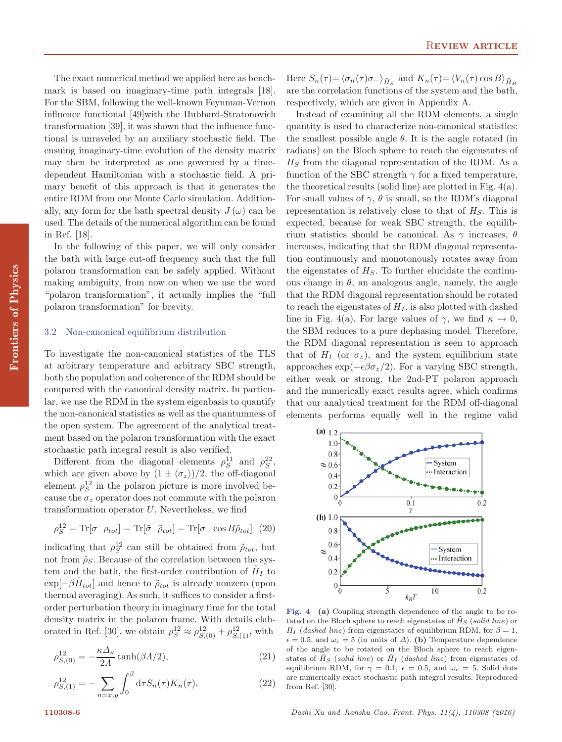The exact numerical method we applied here as benchmark is based on imaginary-time path integrals [18]. For the SBM, following the well-known Feynman-Vernon influence functional [49]with the Hubbard-Stratonovich transformation [39], it was shown that the influence functional is unraveled by an auxiliary stochastic field. The ensuing imaginary-time evolution of the density matrix may then be interpreted as one governed by a time-dependent Hamiltonian with a stochastic field. A primary benefit of this approach is that it generates the entire RDM from one Monte Carlo simulation. Additionally, any form for the bath spectral density $J(\omega)$ can be used. The details of the numerical algorithm can be found in Ref. [18].

In the following of this paper, we will only consider the bath with large cut-off frequency such that the full polaron transformation can be safely applied. Without making ambiguity, from now on when we use the word "polaron transformation", it actually implies the "full polaron transformation" for brevity.

### 3.2 Non-canonical equilibrium distribution

To investigate the non-canonical statistics of the TLS at arbitrary temperature and arbitrary SBC strength, both the population and coherence of the RDM should be compared with the canonical density matrix. In particular, we use the RDM in the system eigenbasis to quantify the non-canonical statistics as well as the quantumness of the open system. The agreement of the analytical treatment based on the polaron transformation with the exact stochastic path integral result is also verified.

Different from the diagonal elements $\rho_S^{11}$ and $\rho_S^{22}$, which are given above by $(1 \pm \langle\sigma_z\rangle)/2$, the off-diagonal element $\rho_S^{12}$ in the polaron picture is more involved because the $\sigma_z$ operator does not commute with the polaron transformation operator $U$. Nevertheless, we find

$$\rho_S^{12} = \mathrm{Tr}[\sigma_- \rho_{tot}] = \mathrm{Tr}[\tilde{\sigma}_- \tilde{\rho}_{tot}] = \mathrm{Tr}[\sigma_- \cos B \tilde{\rho}_{tot}] \quad (20)$$

indicating that $\rho_S^{12}$ can still be obtained from $\tilde{\rho}_{tot}$, but not from $\tilde{\rho}_S$. Because of the correlation between the system and the bath, the first-order contribution of $\tilde{H}_I$ to $\exp[-\beta\tilde{H}_{tot}]$ and hence to $\tilde{\rho}_{tot}$ is already nonzero (upon thermal averaging). As such, it suffices to consider a first-order perturbation theory in imaginary time for the total density matrix in the polaron frame. With details elaborated in Ref. [30], we obtain $\rho_S^{12} \approx \rho_{S,(0)}^{12} + \rho_{S,(1)}^{12}$, with

$$\rho_{S,(0)}^{12} = -\frac{\kappa\Delta_\kappa}{2\Lambda}\tanh(\beta\Lambda/2), \quad (21)$$

$$\rho_{S,(1)}^{12} = -\sum_{n=x,y}\int_0^\beta \mathrm{d}\tau S_n(\tau)K_n(\tau). \quad (22)$$

Here $S_n(\tau) = \langle\sigma_n(\tau)\sigma_-\rangle_{\tilde{H}_S}$ and $K_n(\tau) = \langle V_n(\tau)\cos B\rangle_{\tilde{H}_B}$ are the correlation functions of the system and the bath, respectively, which are given in Appendix A.

Instead of examining all the RDM elements, a single quantity is used to characterize non-canonical statistics: the smallest possible angle $\theta$. It is the angle rotated (in radians) on the Bloch sphere to reach the eigenstates of $H_S$ from the diagonal representation of the RDM. As a function of the SBC strength $\gamma$ for a fixed temperature, the theoretical results (solid line) are plotted in Fig. 4(a). For small values of $\gamma$, $\theta$ is small, so the RDM's diagonal representation is relatively close to that of $H_S$. This is expected, because for weak SBC strength, the equilibrium statistics should be canonical. As $\gamma$ increases, $\theta$ increases, indicating that the RDM diagonal representation continuously and monotonously rotates away from the eigenstates of $H_S$. To further elucidate the continuous change in $\theta$, an analogous angle, namely, the angle that the RDM diagonal representation should be rotated to reach the eigenstates of $H_I$, is also plotted with dashed line in Fig. 4(a). For large values of $\gamma$, we find $\kappa \to 0$, the SBM reduces to a pure dephasing model. Therefore, the RDM diagonal representation is seen to approach that of $H_I$ (or $\sigma_z$), and the system equilibrium state approaches $\exp(-\epsilon\beta\sigma_z/2)$. For a varying SBC strength, either weak or strong, the 2nd-PT polaron approach and the numerically exact results agree, which confirms that our analytical treatment for the RDM off-diagonal elements performs equally well in the regime valid

**Fig. 4** **(a)** Coupling strength dependence of the angle to be rotated on the Bloch sphere to reach eigenstates of $\tilde{H}_S$ (*solid line*) or $\tilde{H}_I$ (*dashed line*) from eigenstates of equilibrium RDM, for $\beta = 1$, $\epsilon = 0.5$, and $\omega_c = 5$ (in units of $\Delta$). **(b)** Temperature dependence of the angle to be rotated on the Bloch sphere to reach eigenstates of $\tilde{H}_S$ (*solid line*) or $\tilde{H}_I$ (*dashed line*) from eigenstates of equilibrium RDM, for $\gamma = 0.1$, $\epsilon = 0.5$, and $\omega_c = 5$. Solid dots are numerically exact stochastic path integral results. Reproduced from Ref. [30].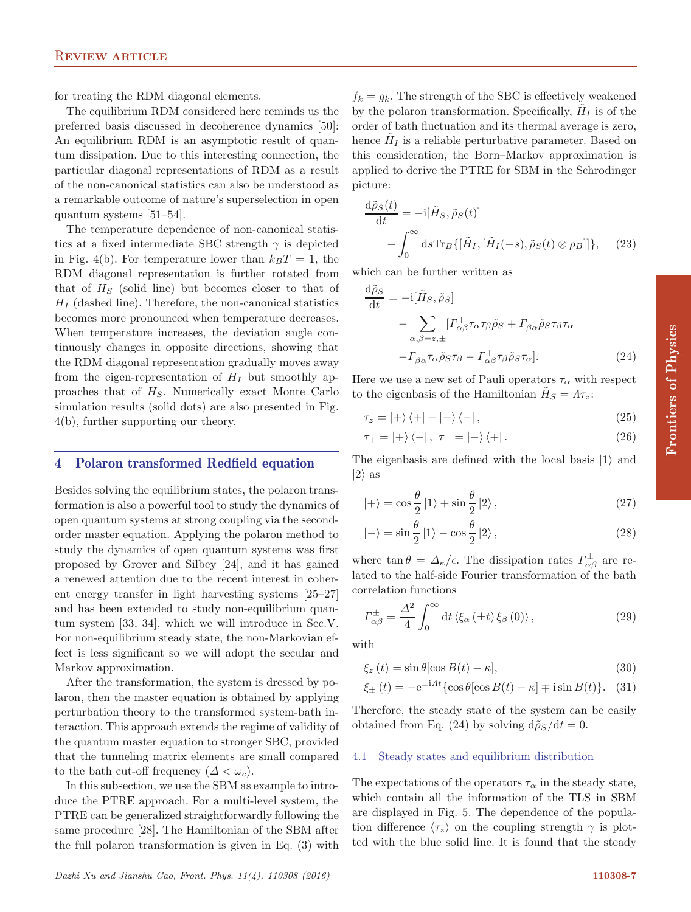for treating the RDM diagonal elements.

The equilibrium RDM considered here reminds us the preferred basis discussed in decoherence dynamics [50]: An equilibrium RDM is an asymptotic result of quantum dissipation. Due to this interesting connection, the particular diagonal representations of RDM as a result of the non-canonical statistics can also be understood as a remarkable outcome of nature's superselection in open quantum systems [51–54].

The temperature dependence of non-canonical statistics at a fixed intermediate SBC strength $\gamma$ is depicted in Fig. 4(b). For temperature lower than $k_BT = 1$, the RDM diagonal representation is further rotated from that of $H_S$ (solid line) but becomes closer to that of $H_I$ (dashed line). Therefore, the non-canonical statistics becomes more pronounced when temperature decreases. When temperature increases, the deviation angle continuously changes in opposite directions, showing that the RDM diagonal representation gradually moves away from the eigen-representation of $H_I$ but smoothly approaches that of $H_S$. Numerically exact Monte Carlo simulation results (solid dots) are also presented in Fig. 4(b), further supporting our theory.

## 4 Polaron transformed Redfield equation

Besides solving the equilibrium states, the polaron transformation is also a powerful tool to study the dynamics of open quantum systems at strong coupling via the second-order master equation. Applying the polaron method to study the dynamics of open quantum systems was first proposed by Grover and Silbey [24], and it has gained a renewed attention due to the recent interest in coherent energy transfer in light harvesting systems [25–27] and has been extended to study non-equilibrium quantum system [33, 34], which we will introduce in Sec.V. For non-equilibrium steady state, the non-Markovian effect is less significant so we will adopt the secular and Markov approximation.

After the transformation, the system is dressed by polaron, then the master equation is obtained by applying perturbation theory to the transformed system-bath interaction. This approach extends the regime of validity of the quantum master equation to stronger SBC, provided that the tunneling matrix elements are small compared to the bath cut-off frequency ($\Delta < \omega_c$).

In this subsection, we use the SBM as example to introduce the PTRE approach. For a multi-level system, the PTRE can be generalized straightforwardly following the same procedure [28]. The Hamiltonian of the SBM after the full polaron transformation is given in Eq. (3) with $f_k = g_k$. The strength of the SBC is effectively weakened by the polaron transformation. Specifically, $\tilde{H}_I$ is of the order of bath fluctuation and its thermal average is zero, hence $\tilde{H}_I$ is a reliable perturbative parameter. Based on this consideration, the Born–Markov approximation is applied to derive the PTRE for SBM in the Schrodinger picture:

$$\frac{\mathrm{d}\tilde{\rho}_S(t)}{\mathrm{d}t} = -\mathrm{i}[\tilde{H}_S, \tilde{\rho}_S(t)] - \int_0^\infty \mathrm{d}s \mathrm{Tr}_B\{[\tilde{H}_I, [\tilde{H}_I(-s), \tilde{\rho}_S(t) \otimes \rho_B]]\}, \tag{23}$$

which can be further written as

$$\begin{aligned}\frac{\mathrm{d}\tilde{\rho}_S}{\mathrm{d}t} = &-\mathrm{i}[\tilde{H}_S, \tilde{\rho}_S] \\ &- \sum_{\alpha,\beta=z,\pm} [\Gamma^+_{\alpha\beta}\tau_\alpha\tau_\beta\tilde{\rho}_S + \Gamma^-_{\beta\alpha}\tilde{\rho}_S\tau_\beta\tau_\alpha \\ &-\Gamma^-_{\beta\alpha}\tau_\alpha\tilde{\rho}_S\tau_\beta - \Gamma^+_{\alpha\beta}\tau_\beta\tilde{\rho}_S\tau_\alpha].\end{aligned} \tag{24}$$

Here we use a new set of Pauli operators $\tau_\alpha$ with respect to the eigenbasis of the Hamiltonian $\tilde{H}_S = \Lambda\tau_z$:

$$\tau_z = |+\rangle\langle+| - |-\rangle\langle-|, \tag{25}$$

$$\tau_+ = |+\rangle\langle-|, \ \tau_- = |-\rangle\langle+|. \tag{26}$$

The eigenbasis are defined with the local basis $|1\rangle$ and $|2\rangle$ as

$$|+\rangle = \cos\frac{\theta}{2}|1\rangle + \sin\frac{\theta}{2}|2\rangle, \tag{27}$$

$$|-\rangle = \sin\frac{\theta}{2}|1\rangle - \cos\frac{\theta}{2}|2\rangle, \tag{28}$$

where $\tan\theta = \Delta_\kappa/\epsilon$. The dissipation rates $\Gamma^\pm_{\alpha\beta}$ are related to the half-side Fourier transformation of the bath correlation functions

$$\Gamma^\pm_{\alpha\beta} = \frac{\Delta^2}{4}\int_0^\infty \mathrm{d}t \left\langle \xi_\alpha(\pm t)\, \xi_\beta(0)\right\rangle, \tag{29}$$

with

$$\xi_z(t) = \sin\theta[\cos B(t) - \kappa], \tag{30}$$

$$\xi_\pm(t) = -\mathrm{e}^{\pm\mathrm{i}\Lambda t}\{\cos\theta[\cos B(t) - \kappa] \mp \mathrm{i}\sin B(t)\}. \tag{31}$$

Therefore, the steady state of the system can be easily obtained from Eq. (24) by solving $\mathrm{d}\tilde{\rho}_S/\mathrm{d}t = 0$.

### 4.1 Steady states and equilibrium distribution

The expectations of the operators $\tau_\alpha$ in the steady state, which contain all the information of the TLS in SBM are displayed in Fig. 5. The dependence of the population difference $\langle\tau_z\rangle$ on the coupling strength $\gamma$ is plotted with the blue solid line. It is found that the steady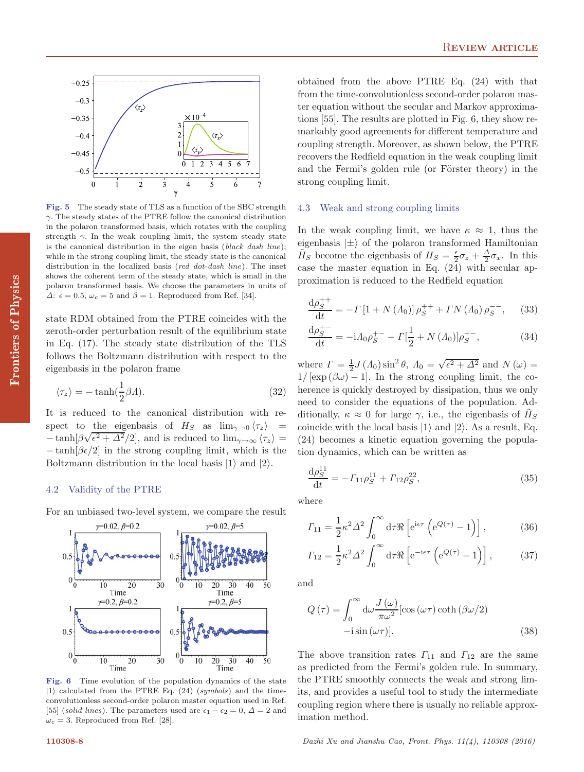**Fig. 5** The steady state of TLS as a function of the SBC strength $\gamma$. The steady states of the PTRE follow the canonical distribution in the polaron transformed basis, which rotates with the coupling strength $\gamma$. In the weak coupling limit, the system steady state is the canonical distribution in the eigen basis (*black dash line*); while in the strong coupling limit, the steady state is the canonical distribution in the localized basis (*red dot-dash line*). The inset shows the coherent term of the steady state, which is small in the polaron transformed basis. We choose the parameters in units of $\Delta$: $\epsilon = 0.5$, $\omega_c = 5$ and $\beta = 1$. Reproduced from Ref. [34].

state RDM obtained from the PTRE coincides with the zeroth-order perturbation result of the equilibrium state in Eq. (17). The steady state distribution of the TLS follows the Boltzmann distribution with respect to the eigenbasis in the polaron frame

$$\langle \tau_z \rangle = -\tanh(\frac{1}{2}\beta\Lambda). \tag{32}$$

It is reduced to the canonical distribution with respect to the eigenbasis of $H_S$ as $\lim_{\gamma\to 0}\langle \tau_z \rangle = -\tanh[\beta\sqrt{\epsilon^2+\Delta^2}/2]$, and is reduced to $\lim_{\gamma\to\infty}\langle \tau_z \rangle = -\tanh[\beta\epsilon/2]$ in the strong coupling limit, which is the Boltzmann distribution in the local basis $|1\rangle$ and $|2\rangle$.

### 4.2 Validity of the PTRE

For an unbiased two-level system, we compare the result obtained from the above PTRE Eq. (24) with that from the time-convolutionless second-order polaron master equation without the secular and Markov approximations [55]. The results are plotted in Fig. 6, they show remarkably good agreements for different temperature and coupling strength. Moreover, as shown below, the PTRE recovers the Redfield equation in the weak coupling limit and the Fermi's golden rule (or Förster theory) in the strong coupling limit.

**Fig. 6** Time evolution of the population dynamics of the state $|1\rangle$ calculated from the PTRE Eq. (24) (*symbols*) and the time-convolutionless second-order polaron master equation used in Ref. [55] (*solid lines*). The parameters used are $\epsilon_1 - \epsilon_2 = 0$, $\Delta = 2$ and $\omega_c = 3$. Reproduced from Ref. [28].

### 4.3 Weak and strong coupling limits

In the weak coupling limit, we have $\kappa \approx 1$, thus the eigenbasis $|\pm\rangle$ of the polaron transformed Hamiltonian $\tilde{H}_S$ become the eigenbasis of $H_S = \frac{\epsilon}{2}\sigma_z + \frac{\Delta}{2}\sigma_x$. In this case the master equation in Eq. (24) with secular approximation is reduced to the Redfield equation

$$\frac{\mathrm{d}\rho_S^{++}}{\mathrm{d}t} = -\Gamma\left[1+N\left(\Lambda_0\right)\right]\rho_S^{++} + \Gamma N\left(\Lambda_0\right)\rho_S^{--}, \tag{33}$$

$$\frac{\mathrm{d}\rho_S^{+-}}{\mathrm{d}t} = -\mathrm{i}\Lambda_0\rho_S^{+-} - \Gamma[\frac{1}{2}+N\left(\Lambda_0\right)]\rho_S^{+-}, \tag{34}$$

where $\Gamma = \frac{1}{2}J\left(\Lambda_0\right)\sin^2\theta$, $\Lambda_0 = \sqrt{\epsilon^2+\Delta^2}$ and $N(\omega) = 1/\left[\exp\left(\beta\omega\right)-1\right]$. In the strong coupling limit, the coherence is quickly destroyed by dissipation, thus we only need to consider the equations of the population. Additionally, $\kappa \approx 0$ for large $\gamma$, i.e., the eigenbasis of $\tilde{H}_S$ coincide with the local basis $|1\rangle$ and $|2\rangle$. As a result, Eq. (24) becomes a kinetic equation governing the population dynamics, which can be written as

$$\frac{\mathrm{d}\rho_S^{11}}{\mathrm{d}t} = -\Gamma_{11}\rho_S^{11} + \Gamma_{12}\rho_S^{22}, \tag{35}$$

where

$$\Gamma_{11} = \frac{1}{2}\kappa^2\Delta^2\int_0^\infty \mathrm{d}\tau\Re\left[\mathrm{e}^{\mathrm{i}\epsilon\tau}\left(\mathrm{e}^{Q(\tau)}-1\right)\right], \tag{36}$$

$$\Gamma_{12} = \frac{1}{2}\kappa^2\Delta^2\int_0^\infty \mathrm{d}\tau\Re\left[\mathrm{e}^{-\mathrm{i}\epsilon\tau}\left(\mathrm{e}^{Q(\tau)}-1\right)\right], \tag{37}$$

and

$$Q\left(\tau\right) = \int_0^\infty \mathrm{d}\omega\frac{J\left(\omega\right)}{\pi\omega^2}[\cos\left(\omega\tau\right)\coth\left(\beta\omega/2\right) - \mathrm{i}\sin\left(\omega\tau\right)]. \tag{38}$$

The above transition rates $\Gamma_{11}$ and $\Gamma_{12}$ are the same as predicted from the Fermi's golden rule. In summary, the PTRE smoothly connects the weak and strong limits, and provides a useful tool to study the intermediate coupling region where there is usually no reliable approximation method.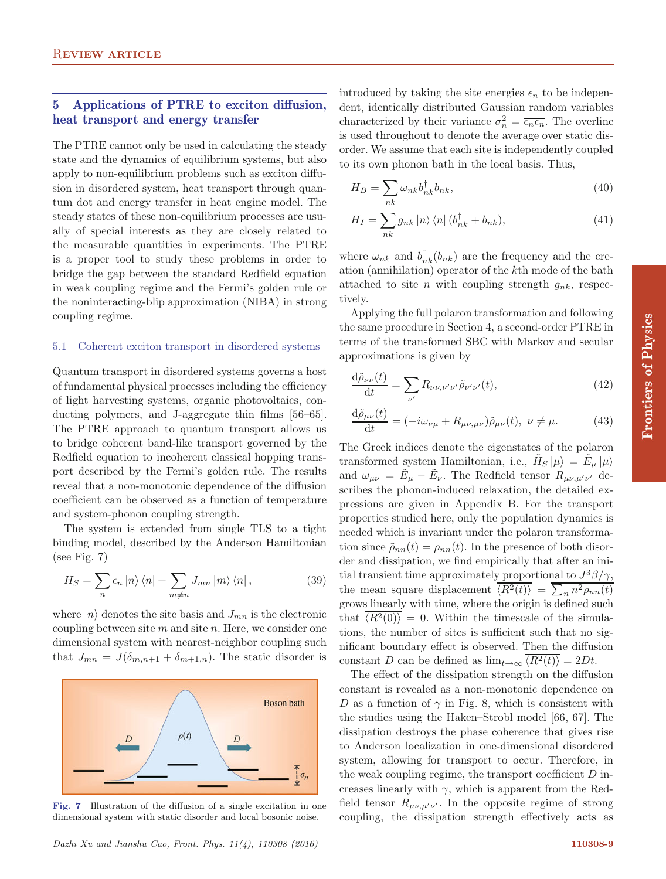## 5 Applications of PTRE to exciton diffusion, heat transport and energy transfer

The PTRE cannot only be used in calculating the steady state and the dynamics of equilibrium systems, but also apply to non-equilibrium problems such as exciton diffusion in disordered system, heat transport through quantum dot and energy transfer in heat engine model. The steady states of these non-equilibrium processes are usually of special interests as they are closely related to the measurable quantities in experiments. The PTRE is a proper tool to study these problems in order to bridge the gap between the standard Redfield equation in weak coupling regime and the Fermi's golden rule or the noninteracting-blip approximation (NIBA) in strong coupling regime.

### 5.1 Coherent exciton transport in disordered systems

Quantum transport in disordered systems governs a host of fundamental physical processes including the efficiency of light harvesting systems, organic photovoltaics, conducting polymers, and J-aggregate thin films [56–65]. The PTRE approach to quantum transport allows us to bridge coherent band-like transport governed by the Redfield equation to incoherent classical hopping transport described by the Fermi's golden rule. The results reveal that a non-monotonic dependence of the diffusion coefficient can be observed as a function of temperature and system-phonon coupling strength.

The system is extended from single TLS to a tight binding model, described by the Anderson Hamiltonian (see Fig. 7)

$$H_S = \sum_n \epsilon_n |n\rangle\langle n| + \sum_{m\neq n} J_{mn} |m\rangle\langle n|, \tag{39}$$

where $|n\rangle$ denotes the site basis and $J_{mn}$ is the electronic coupling between site $m$ and site $n$. Here, we consider one dimensional system with nearest-neighbor coupling such that $J_{mn} = J(\delta_{m,n+1} + \delta_{m+1,n})$. The static disorder is introduced by taking the site energies $\epsilon_n$ to be independent, identically distributed Gaussian random variables characterized by their variance $\sigma_n^2 = \overline{\epsilon_n \epsilon_n}$. The overline is used throughout to denote the average over static disorder. We assume that each site is independently coupled to its own phonon bath in the local basis. Thus,

$$H_B = \sum_{nk} \omega_{nk} b_{nk}^\dagger b_{nk}, \tag{40}$$

$$H_I = \sum_{nk} g_{nk} |n\rangle\langle n| (b_{nk}^\dagger + b_{nk}), \tag{41}$$

where $\omega_{nk}$ and $b_{nk}^\dagger(b_{nk})$ are the frequency and the creation (annihilation) operator of the $k$th mode of the bath attached to site $n$ with coupling strength $g_{nk}$, respectively.

Applying the full polaron transformation and following the same procedure in Section 4, a second-order PTRE in terms of the transformed SBC with Markov and secular approximations is given by

$$\frac{\mathrm{d}\tilde{\rho}_{\nu\nu}(t)}{\mathrm{d}t} = \sum_{\nu'} R_{\nu\nu,\nu'\nu'} \tilde{\rho}_{\nu'\nu'}(t), \tag{42}$$

$$\frac{\mathrm{d}\tilde{\rho}_{\mu\nu}(t)}{\mathrm{d}t} = (-i\omega_{\nu\mu} + R_{\mu\nu,\mu\nu})\tilde{\rho}_{\mu\nu}(t),\ \nu \neq \mu. \tag{43}$$

The Greek indices denote the eigenstates of the polaron transformed system Hamiltonian, i.e., $\tilde{H}_S|\mu\rangle = \tilde{E}_\mu|\mu\rangle$ and $\omega_{\mu\nu} = \tilde{E}_\mu - \tilde{E}_\nu$. The Redfield tensor $R_{\mu\nu,\mu'\nu'}$ describes the phonon-induced relaxation, the detailed expressions are given in Appendix B. For the transport properties studied here, only the population dynamics is needed which is invariant under the polaron transformation since $\tilde{\rho}_{nn}(t) = \rho_{nn}(t)$. In the presence of both disorder and dissipation, we find empirically that after an initial transient time approximately proportional to $J^3\beta/\gamma$, the mean square displacement $\overline{\langle R^2(t)\rangle} = \overline{\sum_n n^2 \rho_{nn}(t)}$ grows linearly with time, where the origin is defined such that $\overline{\langle R^2(0)\rangle} = 0$. Within the timescale of the simulations, the number of sites is sufficient such that no significant boundary effect is observed. Then the diffusion constant $D$ can be defined as $\lim_{t\to\infty} \overline{\langle R^2(t)\rangle} = 2Dt$.

The effect of the dissipation strength on the diffusion constant is revealed as a non-monotonic dependence on $D$ as a function of $\gamma$ in Fig. 8, which is consistent with the studies using the Haken–Strobl model [66, 67]. The dissipation destroys the phase coherence that gives rise to Anderson localization in one-dimensional disordered system, allowing for transport to occur. Therefore, in the weak coupling regime, the transport coefficient $D$ increases linearly with $\gamma$, which is apparent from the Redfield tensor $R_{\mu\nu,\mu'\nu'}$. In the opposite regime of strong coupling, the dissipation strength effectively acts as

**Fig. 7** Illustration of the diffusion of a single excitation in one dimensional system with static disorder and local bosonic noise.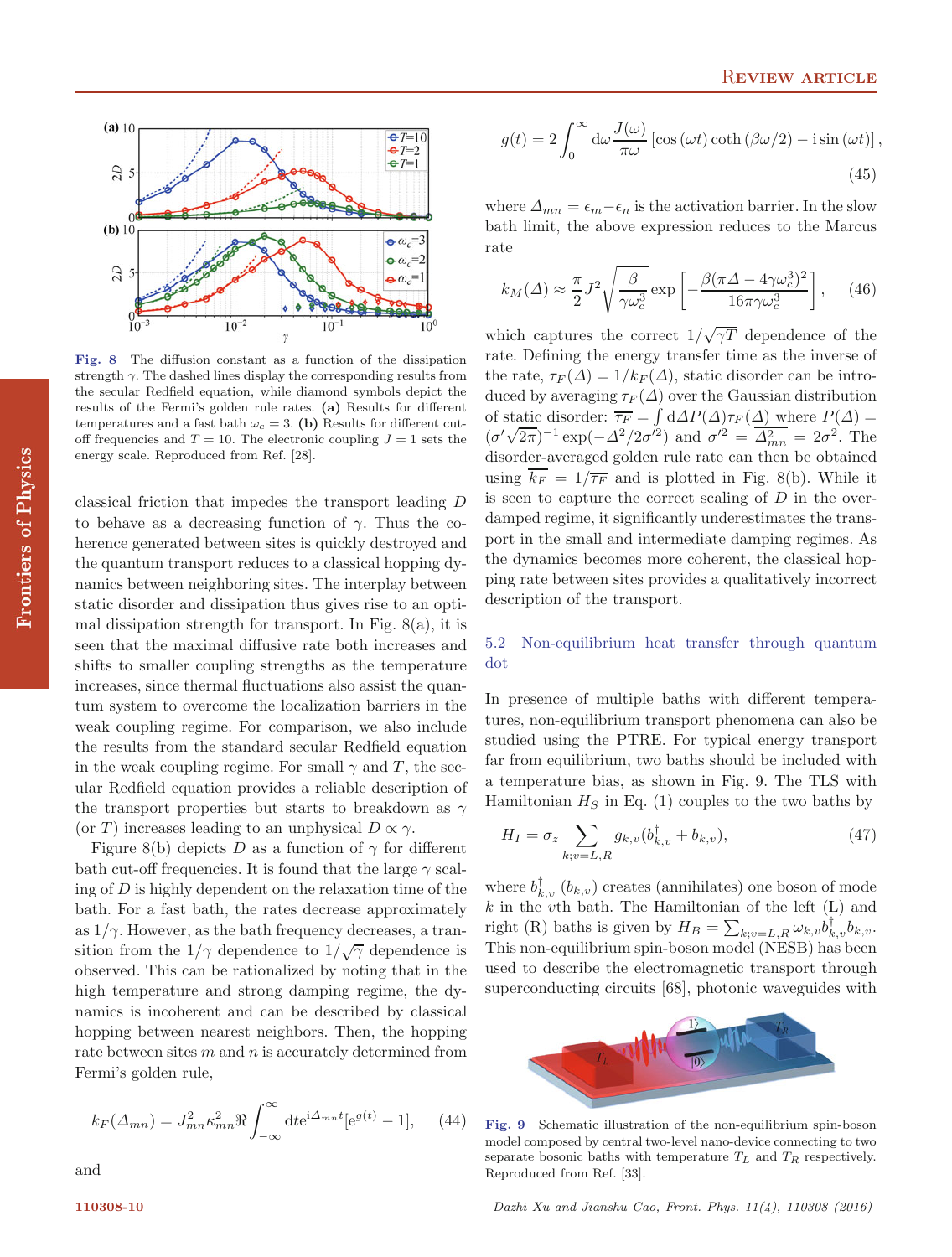Fig. 8 The diffusion constant as a function of the dissipation strength $\gamma$. The dashed lines display the corresponding results from the secular Redfield equation, while diamond symbols depict the results of the Fermi's golden rule rates. **(a)** Results for different temperatures and a fast bath $\omega_c = 3$. **(b)** Results for different cut-off frequencies and $T = 10$. The electronic coupling $J = 1$ sets the energy scale. Reproduced from Ref. [28].

classical friction that impedes the transport leading $D$ to behave as a decreasing function of $\gamma$. Thus the coherence generated between sites is quickly destroyed and the quantum transport reduces to a classical hopping dynamics between neighboring sites. The interplay between static disorder and dissipation thus gives rise to an optimal dissipation strength for transport. In Fig. 8(a), it is seen that the maximal diffusive rate both increases and shifts to smaller coupling strengths as the temperature increases, since thermal fluctuations also assist the quantum system to overcome the localization barriers in the weak coupling regime. For comparison, we also include the results from the standard secular Redfield equation in the weak coupling regime. For small $\gamma$ and $T$, the secular Redfield equation provides a reliable description of the transport properties but starts to breakdown as $\gamma$ (or $T$) increases leading to an unphysical $D \propto \gamma$.

Figure 8(b) depicts $D$ as a function of $\gamma$ for different bath cut-off frequencies. It is found that the large $\gamma$ scaling of $D$ is highly dependent on the relaxation time of the bath. For a fast bath, the rates decrease approximately as $1/\gamma$. However, as the bath frequency decreases, a transition from the $1/\gamma$ dependence to $1/\sqrt{\gamma}$ dependence is observed. This can be rationalized by noting that in the high temperature and strong damping regime, the dynamics is incoherent and can be described by classical hopping between nearest neighbors. Then, the hopping rate between sites $m$ and $n$ is accurately determined from Fermi's golden rule,

$$k_F(\Delta_{mn}) = J_{mn}^2 \kappa_{mn}^2 \Re \int_{-\infty}^{\infty} \mathrm{d}t \mathrm{e}^{\mathrm{i}\Delta_{mn}t}[\mathrm{e}^{g(t)} - 1], \quad (44)$$

and

$$g(t) = 2\int_0^{\infty} \mathrm{d}\omega \frac{J(\omega)}{\pi\omega}\left[\cos(\omega t)\coth(\beta\omega/2) - \mathrm{i}\sin(\omega t)\right], \quad (45)$$

where $\Delta_{mn} = \epsilon_m - \epsilon_n$ is the activation barrier. In the slow bath limit, the above expression reduces to the Marcus rate

$$k_M(\Delta) \approx \frac{\pi}{2} J^2 \sqrt{\frac{\beta}{\gamma\omega_c^3}} \exp\left[-\frac{\beta(\pi\Delta - 4\gamma\omega_c^3)^2}{16\pi\gamma\omega_c^3}\right], \quad (46)$$

which captures the correct $1/\sqrt{\gamma T}$ dependence of the rate. Defining the energy transfer time as the inverse of the rate, $\tau_F(\Delta) = 1/k_F(\Delta)$, static disorder can be introduced by averaging $\tau_F(\Delta)$ over the Gaussian distribution of static disorder: $\overline{\tau_F} = \int \mathrm{d}\Delta P(\Delta)\tau_F(\Delta)$ where $P(\Delta) = (\sigma'\sqrt{2\pi})^{-1}\exp(-\Delta^2/2\sigma'^2)$ and $\sigma'^2 = \overline{\Delta_{mn}^2} = 2\sigma^2$. The disorder-averaged golden rule rate can then be obtained using $\overline{k_F} = 1/\overline{\tau_F}$ and is plotted in Fig. 8(b). While it is seen to capture the correct scaling of $D$ in the overdamped regime, it significantly underestimates the transport in the small and intermediate damping regimes. As the dynamics becomes more coherent, the classical hopping rate between sites provides a qualitatively incorrect description of the transport.

### 5.2 Non-equilibrium heat transfer through quantum dot

In presence of multiple baths with different temperatures, non-equilibrium transport phenomena can also be studied using the PTRE. For typical energy transport far from equilibrium, two baths should be included with a temperature bias, as shown in Fig. 9. The TLS with Hamiltonian $H_S$ in Eq. (1) couples to the two baths by

$$H_I = \sigma_z \sum_{k;v=L,R} g_{k,v}(b_{k,v}^{\dagger} + b_{k,v}), \quad (47)$$

where $b_{k,v}^{\dagger}$ ($b_{k,v}$) creates (annihilates) one boson of mode $k$ in the $v$th bath. The Hamiltonian of the left (L) and right (R) baths is given by $H_B = \sum_{k;v=L,R}\omega_{k,v}b_{k,v}^{\dagger}b_{k,v}$. This non-equilibrium spin-boson model (NESB) has been used to describe the electromagnetic transport through superconducting circuits [68], photonic waveguides with

Fig. 9 Schematic illustration of the non-equilibrium spin-boson model composed by central two-level nano-device connecting to two separate bosonic baths with temperature $T_L$ and $T_R$ respectively. Reproduced from Ref. [33].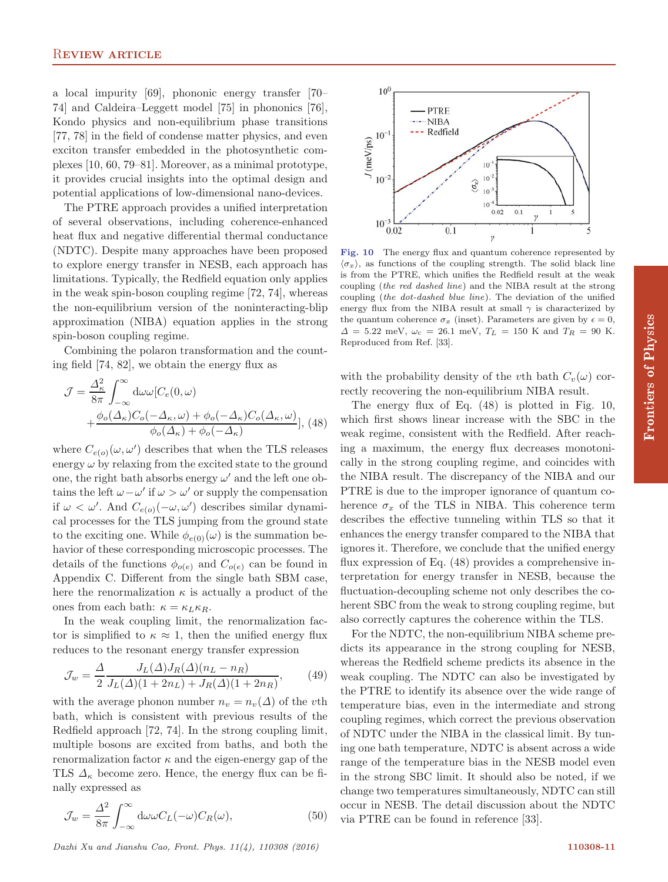a local impurity [69], phononic energy transfer [70–74] and Caldeira–Leggett model [75] in phononics [76], Kondo physics and non-equilibrium phase transitions [77, 78] in the field of condense matter physics, and even exciton transfer embedded in the photosynthetic complexes [10, 60, 79–81]. Moreover, as a minimal prototype, it provides crucial insights into the optimal design and potential applications of low-dimensional nano-devices.

The PTRE approach provides a unified interpretation of several observations, including coherence-enhanced heat flux and negative differential thermal conductance (NDTC). Despite many approaches have been proposed to explore energy transfer in NESB, each approach has limitations. Typically, the Redfield equation only applies in the weak spin-boson coupling regime [72, 74], whereas the non-equilibrium version of the noninteracting-blip approximation (NIBA) equation applies in the strong spin-boson coupling regime.

Combining the polaron transformation and the counting field [74, 82], we obtain the energy flux as

$$\mathcal{J} = \frac{\Delta_\kappa^2}{8\pi}\int_{-\infty}^{\infty} \mathrm{d}\omega\omega[C_e(0,\omega) + \frac{\phi_o(\Delta_\kappa)C_o(-\Delta_\kappa,\omega)+\phi_o(-\Delta_\kappa)C_o(\Delta_\kappa,\omega)}{\phi_o(\Delta_\kappa)+\phi_o(-\Delta_\kappa)}], \quad (48)$$

where $C_{e(o)}(\omega,\omega')$ describes that when the TLS releases energy $\omega$ by relaxing from the excited state to the ground one, the right bath absorbs energy $\omega'$ and the left one obtains the left $\omega-\omega'$ if $\omega>\omega'$ or supply the compensation if $\omega<\omega'$. And $C_{e(o)}(-\omega,\omega')$ describes similar dynamical processes for the TLS jumping from the ground state to the exciting one. While $\phi_{e(0)}(\omega)$ is the summation behavior of these corresponding microscopic processes. The details of the functions $\phi_{o(e)}$ and $C_{o(e)}$ can be found in Appendix C. Different from the single bath SBM case, here the renormalization $\kappa$ is actually a product of the ones from each bath: $\kappa = \kappa_L\kappa_R$.

In the weak coupling limit, the renormalization factor is simplified to $\kappa \approx 1$, then the unified energy flux reduces to the resonant energy transfer expression

$$\mathcal{J}_w = \frac{\Delta}{2}\frac{J_L(\Delta)J_R(\Delta)(n_L-n_R)}{J_L(\Delta)(1+2n_L)+J_R(\Delta)(1+2n_R)}, \quad (49)$$

with the average phonon number $n_v = n_v(\Delta)$ of the $v$th bath, which is consistent with previous results of the Redfield approach [72, 74]. In the strong coupling limit, multiple bosons are excited from baths, and both the renormalization factor $\kappa$ and the eigen-energy gap of the TLS $\Delta_\kappa$ become zero. Hence, the energy flux can be finally expressed as

$$\mathcal{J}_w = \frac{\Delta^2}{8\pi}\int_{-\infty}^{\infty}\mathrm{d}\omega\omega C_L(-\omega)C_R(\omega), \quad (50)$$

with the probability density of the $v$th bath $C_v(\omega)$ correctly recovering the non-equilibrium NIBA result.

Fig. 10 The energy flux and quantum coherence represented by $\langle\sigma_x\rangle$, as functions of the coupling strength. The solid black line is from the PTRE, which unifies the Redfield result at the weak coupling (*the red dashed line*) and the NIBA result at the strong coupling (*the dot-dashed blue line*). The deviation of the unified energy flux from the NIBA result at small $\gamma$ is characterized by the quantum coherence $\sigma_x$ (inset). Parameters are given by $\epsilon = 0$, $\Delta = 5.22$ meV, $\omega_c = 26.1$ meV, $T_L = 150$ K and $T_R = 90$ K. Reproduced from Ref. [33].

The energy flux of Eq. (48) is plotted in Fig. 10, which first shows linear increase with the SBC in the weak regime, consistent with the Redfield. After reaching a maximum, the energy flux decreases monotonically in the strong coupling regime, and coincides with the NIBA result. The discrepancy of the NIBA and our PTRE is due to the improper ignorance of quantum coherence $\sigma_x$ of the TLS in NIBA. This coherence term describes the effective tunneling within TLS so that it enhances the energy transfer compared to the NIBA that ignores it. Therefore, we conclude that the unified energy flux expression of Eq. (48) provides a comprehensive interpretation for energy transfer in NESB, because the fluctuation-decoupling scheme not only describes the coherent SBC from the weak to strong coupling regime, but also correctly captures the coherence within the TLS.

For the NDTC, the non-equilibrium NIBA scheme predicts its appearance in the strong coupling for NESB, whereas the Redfield scheme predicts its absence in the weak coupling. The NDTC can also be investigated by the PTRE to identify its absence over the wide range of temperature bias, even in the intermediate and strong coupling regimes, which correct the previous observation of NDTC under the NIBA in the classical limit. By tuning one bath temperature, NDTC is absent across a wide range of the temperature bias in the NESB model even in the strong SBC limit. It should also be noted, if we change two temperatures simultaneously, NDTC can still occur in NESB. The detail discussion about the NDTC via PTRE can be found in reference [33].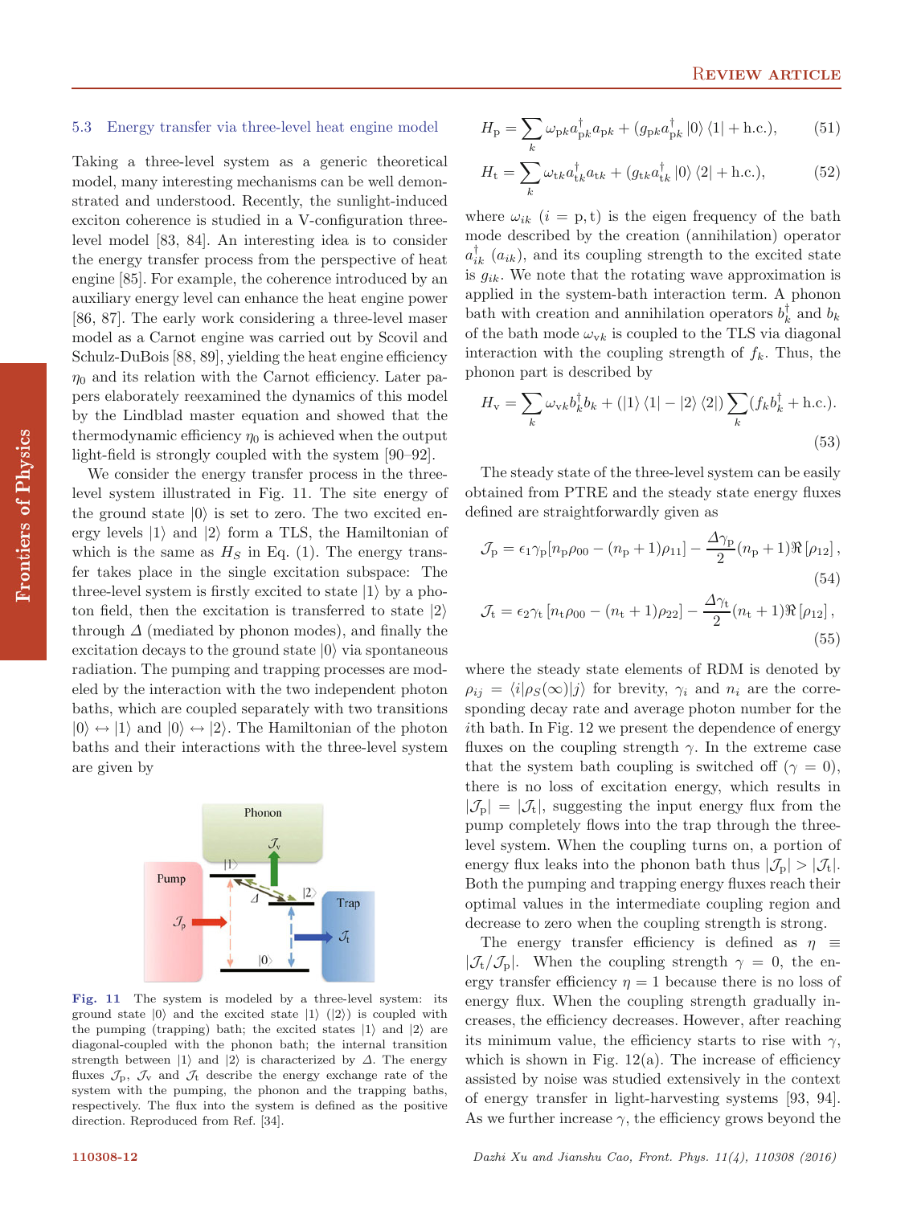### 5.3 Energy transfer via three-level heat engine model

Taking a three-level system as a generic theoretical model, many interesting mechanisms can be well demonstrated and understood. Recently, the sunlight-induced exciton coherence is studied in a V-configuration three-level model [83, 84]. An interesting idea is to consider the energy transfer process from the perspective of heat engine [85]. For example, the coherence introduced by an auxiliary energy level can enhance the heat engine power [86, 87]. The early work considering a three-level maser model as a Carnot engine was carried out by Scovil and Schulz-DuBois [88, 89], yielding the heat engine efficiency $\eta_0$ and its relation with the Carnot efficiency. Later papers elaborately reexamined the dynamics of this model by the Lindblad master equation and showed that the thermodynamic efficiency $\eta_0$ is achieved when the output light-field is strongly coupled with the system [90–92].

We consider the energy transfer process in the three-level system illustrated in Fig. 11. The site energy of the ground state $|0\rangle$ is set to zero. The two excited energy levels $|1\rangle$ and $|2\rangle$ form a TLS, the Hamiltonian of which is the same as $H_S$ in Eq. (1). The energy transfer takes place in the single excitation subspace: The three-level system is firstly excited to state $|1\rangle$ by a photon field, then the excitation is transferred to state $|2\rangle$ through $\Delta$ (mediated by phonon modes), and finally the excitation decays to the ground state $|0\rangle$ via spontaneous radiation. The pumping and trapping processes are modeled by the interaction with the two independent photon baths, which are coupled separately with two transitions $|0\rangle \leftrightarrow |1\rangle$ and $|0\rangle \leftrightarrow |2\rangle$. The Hamiltonian of the photon baths and their interactions with the three-level system are given by

Fig. 11 The system is modeled by a three-level system: its ground state $|0\rangle$ and the excited state $|1\rangle$ ($|2\rangle$) is coupled with the pumping (trapping) bath; the excited states $|1\rangle$ and $|2\rangle$ are diagonal-coupled with the phonon bath; the internal transition strength between $|1\rangle$ and $|2\rangle$ is characterized by $\Delta$. The energy fluxes $\mathcal{J}_{\rm p}$, $\mathcal{J}_{\rm v}$ and $\mathcal{J}_{\rm t}$ describe the energy exchange rate of the system with the pumping, the phonon and the trapping baths, respectively. The flux into the system is defined as the positive direction. Reproduced from Ref. [34].

$$H_{\rm p} = \sum_k \omega_{{\rm p}k} a^\dagger_{{\rm p}k} a_{{\rm p}k} + (g_{{\rm p}k} a^\dagger_{{\rm p}k} |0\rangle\langle 1| + {\rm h.c.}), \tag{51}$$

$$H_{\rm t} = \sum_k \omega_{{\rm t}k} a^\dagger_{{\rm t}k} a_{{\rm t}k} + (g_{{\rm t}k} a^\dagger_{{\rm t}k} |0\rangle\langle 2| + {\rm h.c.}), \tag{52}$$

where $\omega_{ik}$ ($i = {\rm p, t}$) is the eigen frequency of the bath mode described by the creation (annihilation) operator $a^\dagger_{ik}$ ($a_{ik}$), and its coupling strength to the excited state is $g_{ik}$. We note that the rotating wave approximation is applied in the system-bath interaction term. A phonon bath with creation and annihilation operators $b^\dagger_k$ and $b_k$ of the bath mode $\omega_{{\rm v}k}$ is coupled to the TLS via diagonal interaction with the coupling strength of $f_k$. Thus, the phonon part is described by

$$H_{\rm v} = \sum_k \omega_{{\rm v}k} b^\dagger_k b_k + (|1\rangle\langle 1| - |2\rangle\langle 2|)\sum_k (f_k b^\dagger_k + {\rm h.c.}). \tag{53}$$

The steady state of the three-level system can be easily obtained from PTRE and the steady state energy fluxes defined are straightforwardly given as

$$\mathcal{J}_{\rm p} = \epsilon_1\gamma_{\rm p}[n_{\rm p}\rho_{00} - (n_{\rm p}+1)\rho_{11}] - \frac{\Delta\gamma_{\rm p}}{2}(n_{\rm p}+1)\Re\left[\rho_{12}\right], \tag{54}$$

$$\mathcal{J}_{\rm t} = \epsilon_2\gamma_{\rm t}\left[n_{\rm t}\rho_{00} - (n_{\rm t}+1)\rho_{22}\right] - \frac{\Delta\gamma_{\rm t}}{2}(n_{\rm t}+1)\Re\left[\rho_{12}\right], \tag{55}$$

where the steady state elements of RDM is denoted by $\rho_{ij} = \langle i|\rho_S(\infty)|j\rangle$ for brevity, $\gamma_i$ and $n_i$ are the corresponding decay rate and average photon number for the $i$th bath. In Fig. 12 we present the dependence of energy fluxes on the coupling strength $\gamma$. In the extreme case that the system bath coupling is switched off ($\gamma = 0$), there is no loss of excitation energy, which results in $|\mathcal{J}_{\rm p}| = |\mathcal{J}_{\rm t}|$, suggesting the input energy flux from the pump completely flows into the trap through the three-level system. When the coupling turns on, a portion of energy flux leaks into the phonon bath thus $|\mathcal{J}_{\rm p}| > |\mathcal{J}_{\rm t}|$. Both the pumping and trapping energy fluxes reach their optimal values in the intermediate coupling region and decrease to zero when the coupling strength is strong.

The energy transfer efficiency is defined as $\eta \equiv |\mathcal{J}_{\rm t}/\mathcal{J}_{\rm p}|$. When the coupling strength $\gamma = 0$, the energy transfer efficiency $\eta = 1$ because there is no loss of energy flux. When the coupling strength gradually increases, the efficiency decreases. However, after reaching its minimum value, the efficiency starts to rise with $\gamma$, which is shown in Fig. 12(a). The increase of efficiency assisted by noise was studied extensively in the context of energy transfer in light-harvesting systems [93, 94]. As we further increase $\gamma$, the efficiency grows beyond the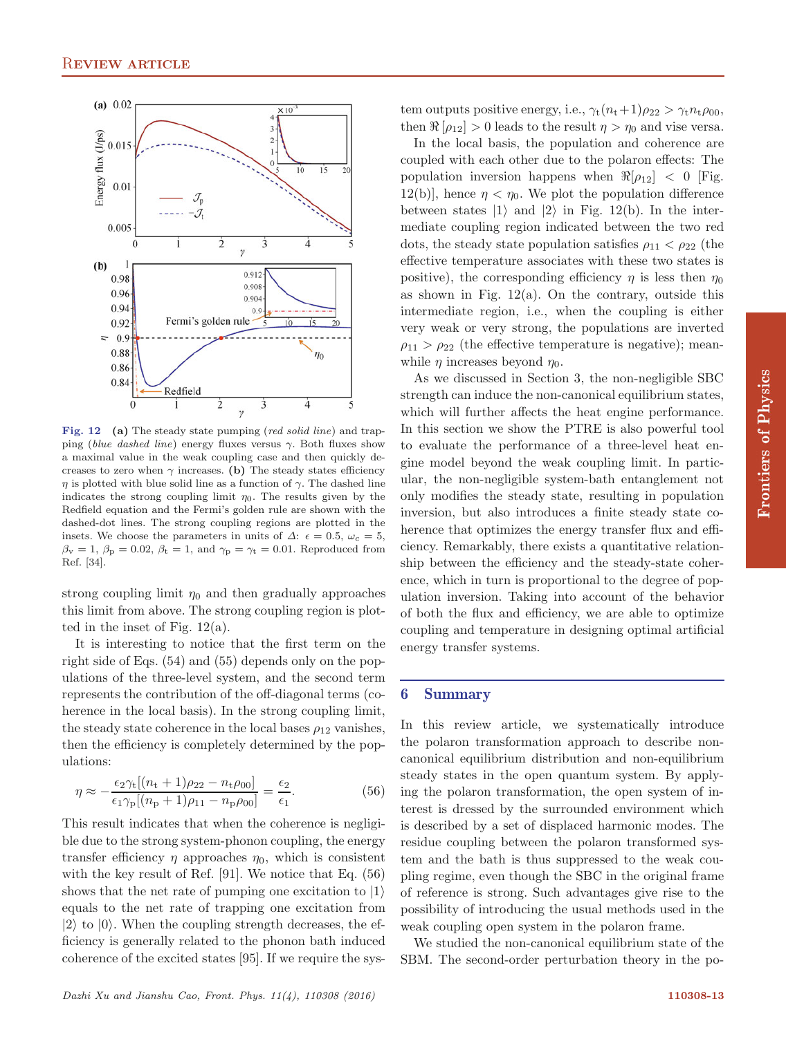Fig. 12 **(a)** The steady state pumping (*red solid line*) and trapping (*blue dashed line*) energy fluxes versus $\gamma$. Both fluxes show a maximal value in the weak coupling case and then quickly decreases to zero when $\gamma$ increases. **(b)** The steady states efficiency $\eta$ is plotted with blue solid line as a function of $\gamma$. The dashed line indicates the strong coupling limit $\eta_0$. The results given by the Redfield equation and the Fermi's golden rule are shown with the dashed-dot lines. The strong coupling regions are plotted in the insets. We choose the parameters in units of $\Delta$: $\epsilon = 0.5$, $\omega_c = 5$, $\beta_v = 1$, $\beta_p = 0.02$, $\beta_t = 1$, and $\gamma_p = \gamma_t = 0.01$. Reproduced from Ref. [34].

strong coupling limit $\eta_0$ and then gradually approaches this limit from above. The strong coupling region is plotted in the inset of Fig. 12(a).

It is interesting to notice that the first term on the right side of Eqs. (54) and (55) depends only on the populations of the three-level system, and the second term represents the contribution of the off-diagonal terms (coherence in the local basis). In the strong coupling limit, the steady state coherence in the local bases $\rho_{12}$ vanishes, then the efficiency is completely determined by the populations:

$$\eta \approx -\frac{\epsilon_2 \gamma_t [(n_t + 1)\rho_{22} - n_t \rho_{00}]}{\epsilon_1 \gamma_p [(n_p + 1)\rho_{11} - n_p \rho_{00}]} = \frac{\epsilon_2}{\epsilon_1}. \tag{56}$$

This result indicates that when the coherence is negligible due to the strong system-phonon coupling, the energy transfer efficiency $\eta$ approaches $\eta_0$, which is consistent with the key result of Ref. [91]. We notice that Eq. (56) shows that the net rate of pumping one excitation to $|1\rangle$ equals to the net rate of trapping one excitation from $|2\rangle$ to $|0\rangle$. When the coupling strength decreases, the efficiency is generally related to the phonon bath induced coherence of the excited states [95]. If we require the system outputs positive energy, i.e., $\gamma_t(n_t+1)\rho_{22} > \gamma_t n_t \rho_{00}$, then $\Re[\rho_{12}] > 0$ leads to the result $\eta > \eta_0$ and vise versa.

In the local basis, the population and coherence are coupled with each other due to the polaron effects: The population inversion happens when $\Re[\rho_{12}] < 0$ [Fig. 12(b)], hence $\eta < \eta_0$. We plot the population difference between states $|1\rangle$ and $|2\rangle$ in Fig. 12(b). In the intermediate coupling region indicated between the two red dots, the steady state population satisfies $\rho_{11} < \rho_{22}$ (the effective temperature associates with these two states is positive), the corresponding efficiency $\eta$ is less then $\eta_0$ as shown in Fig. 12(a). On the contrary, outside this intermediate region, i.e., when the coupling is either very weak or very strong, the populations are inverted $\rho_{11} > \rho_{22}$ (the effective temperature is negative); meanwhile $\eta$ increases beyond $\eta_0$.

As we discussed in Section 3, the non-negligible SBC strength can induce the non-canonical equilibrium states, which will further affects the heat engine performance. In this section we show the PTRE is also powerful tool to evaluate the performance of a three-level heat engine model beyond the weak coupling limit. In particular, the non-negligible system-bath entanglement not only modifies the steady state, resulting in population inversion, but also introduces a finite steady state coherence that optimizes the energy transfer flux and efficiency. Remarkably, there exists a quantitative relationship between the efficiency and the steady-state coherence, which in turn is proportional to the degree of population inversion. Taking into account of the behavior of both the flux and efficiency, we are able to optimize coupling and temperature in designing optimal artificial energy transfer systems.

## 6 Summary

In this review article, we systematically introduce the polaron transformation approach to describe non-canonical equilibrium distribution and non-equilibrium steady states in the open quantum system. By applying the polaron transformation, the open system of interest is dressed by the surrounded environment which is described by a set of displaced harmonic modes. The residue coupling between the polaron transformed system and the bath is thus suppressed to the weak coupling regime, even though the SBC in the original frame of reference is strong. Such advantages give rise to the possibility of introducing the usual methods used in the weak coupling open system in the polaron frame.

We studied the non-canonical equilibrium state of the SBM. The second-order perturbation theory in the po-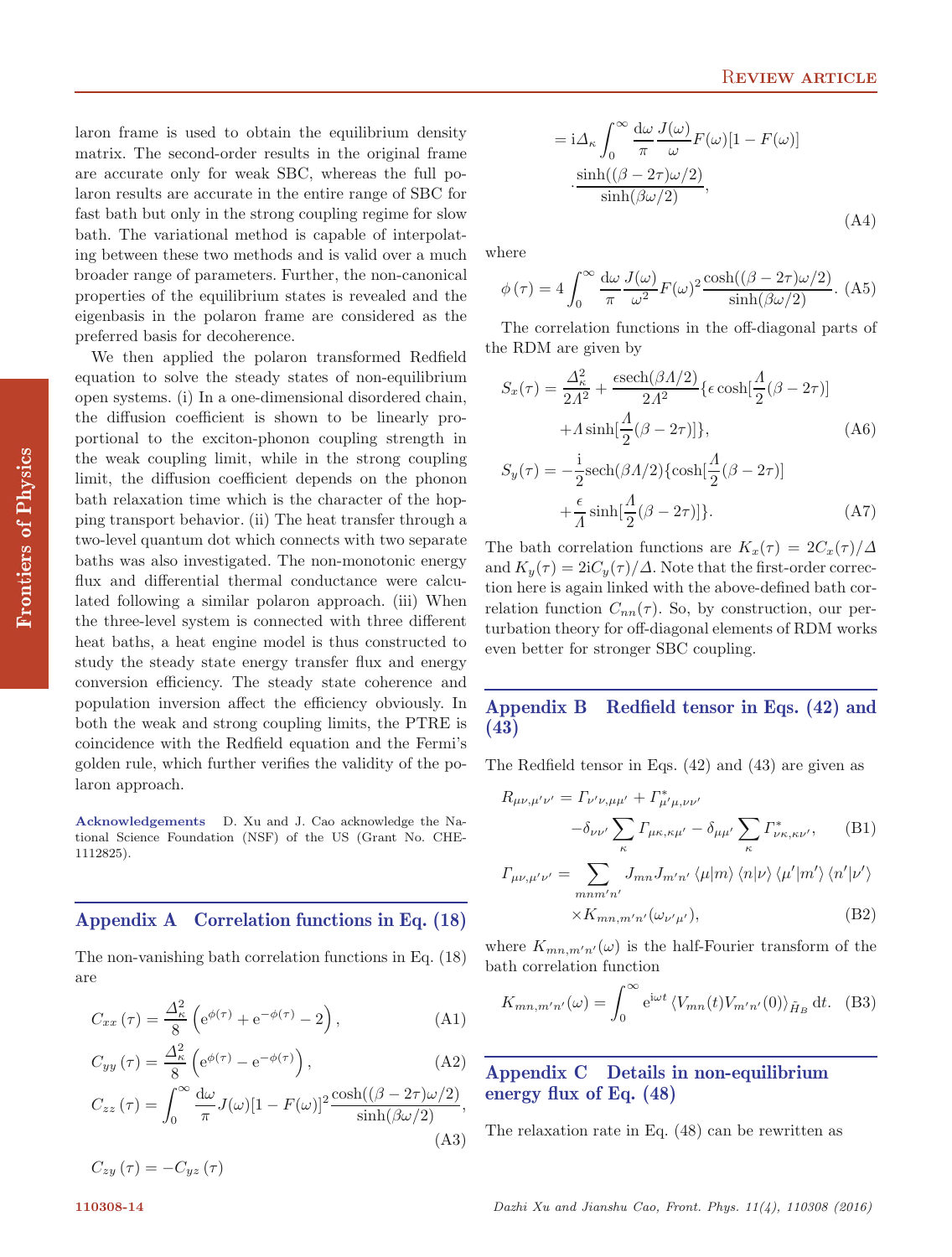laron frame is used to obtain the equilibrium density matrix. The second-order results in the original frame are accurate only for weak SBC, whereas the full polaron results are accurate in the entire range of SBC for fast bath but only in the strong coupling regime for slow bath. The variational method is capable of interpolating between these two methods and is valid over a much broader range of parameters. Further, the non-canonical properties of the equilibrium states is revealed and the eigenbasis in the polaron frame are considered as the preferred basis for decoherence.

We then applied the polaron transformed Redfield equation to solve the steady states of non-equilibrium open systems. (i) In a one-dimensional disordered chain, the diffusion coefficient is shown to be linearly proportional to the exciton-phonon coupling strength in the weak coupling limit, while in the strong coupling limit, the diffusion coefficient depends on the phonon bath relaxation time which is the character of the hopping transport behavior. (ii) The heat transfer through a two-level quantum dot which connects with two separate baths was also investigated. The non-monotonic energy flux and differential thermal conductance were calculated following a similar polaron approach. (iii) When the three-level system is connected with three different heat baths, a heat engine model is thus constructed to study the steady state energy transfer flux and energy conversion efficiency. The steady state coherence and population inversion affect the efficiency obviously. In both the weak and strong coupling limits, the PTRE is coincidence with the Redfield equation and the Fermi's golden rule, which further verifies the validity of the polaron approach.

**Acknowledgements** D. Xu and J. Cao acknowledge the National Science Foundation (NSF) of the US (Grant No. CHE-1112825).

## Appendix A Correlation functions in Eq. (18)

The non-vanishing bath correlation functions in Eq. (18) are

$$C_{xx}(\tau) = \frac{\Delta_\kappa^2}{8}\left(\mathrm{e}^{\phi(\tau)} + \mathrm{e}^{-\phi(\tau)} - 2\right), \tag{A1}$$

$$C_{yy}(\tau) = \frac{\Delta_\kappa^2}{8}\left(\mathrm{e}^{\phi(\tau)} - \mathrm{e}^{-\phi(\tau)}\right), \tag{A2}$$

$$C_{zz}(\tau) = \int_0^\infty \frac{\mathrm{d}\omega}{\pi} J(\omega)[1-F(\omega)]^2 \frac{\cosh((\beta-2\tau)\omega/2)}{\sinh(\beta\omega/2)}, \tag{A3}$$

$$C_{zy}(\tau) = -C_{yz}(\tau)$$

$$= \mathrm{i}\Delta_\kappa \int_0^\infty \frac{\mathrm{d}\omega}{\pi}\frac{J(\omega)}{\omega}F(\omega)[1-F(\omega)] \cdot\frac{\sinh((\beta-2\tau)\omega/2)}{\sinh(\beta\omega/2)}, \tag{A4}$$

where

$$\phi(\tau) = 4\int_0^\infty \frac{\mathrm{d}\omega}{\pi}\frac{J(\omega)}{\omega^2}F(\omega)^2\frac{\cosh((\beta-2\tau)\omega/2)}{\sinh(\beta\omega/2)}. \tag{A5}$$

The correlation functions in the off-diagonal parts of the RDM are given by

$$S_x(\tau) = \frac{\Delta_\kappa^2}{2\Lambda^2} + \frac{\epsilon\,\mathrm{sech}(\beta\Lambda/2)}{2\Lambda^2}\{\epsilon\cosh[\frac{\Lambda}{2}(\beta-2\tau)] +\Lambda\sinh[\frac{\Lambda}{2}(\beta-2\tau)]\}, \tag{A6}$$

$$S_y(\tau) = -\frac{\mathrm{i}}{2}\mathrm{sech}(\beta\Lambda/2)\{\cosh[\frac{\Lambda}{2}(\beta-2\tau)] +\frac{\epsilon}{\Lambda}\sinh[\frac{\Lambda}{2}(\beta-2\tau)]\}. \tag{A7}$$

The bath correlation functions are $K_x(\tau) = 2C_x(\tau)/\Delta$ and $K_y(\tau) = 2\mathrm{i}C_y(\tau)/\Delta$. Note that the first-order correction here is again linked with the above-defined bath correlation function $C_{nn}(\tau)$. So, by construction, our perturbation theory for off-diagonal elements of RDM works even better for stronger SBC coupling.

## Appendix B Redfield tensor in Eqs. (42) and (43)

The Redfield tensor in Eqs. (42) and (43) are given as

$$R_{\mu\nu,\mu'\nu'} = \Gamma_{\nu'\nu,\mu\mu'} + \Gamma^*_{\mu'\mu,\nu\nu'} -\delta_{\nu\nu'}\sum_\kappa \Gamma_{\mu\kappa,\kappa\mu'} - \delta_{\mu\mu'}\sum_\kappa \Gamma^*_{\nu\kappa,\kappa\nu'}, \tag{B1}$$

$$\Gamma_{\mu\nu,\mu'\nu'} = \sum_{mnm'n'} J_{mn}J_{m'n'}\langle\mu|m\rangle\langle n|\nu\rangle\langle\mu'|m'\rangle\langle n'|\nu'\rangle \times K_{mn,m'n'}(\omega_{\nu'\mu'}), \tag{B2}$$

where $K_{mn,m'n'}(\omega)$ is the half-Fourier transform of the bath correlation function

$$K_{mn,m'n'}(\omega) = \int_0^\infty \mathrm{e}^{\mathrm{i}\omega t}\langle V_{mn}(t)V_{m'n'}(0)\rangle_{\tilde{H}_B}\,\mathrm{d}t. \tag{B3}$$

## Appendix C Details in non-equilibrium energy flux of Eq. (48)

The relaxation rate in Eq. (48) can be rewritten as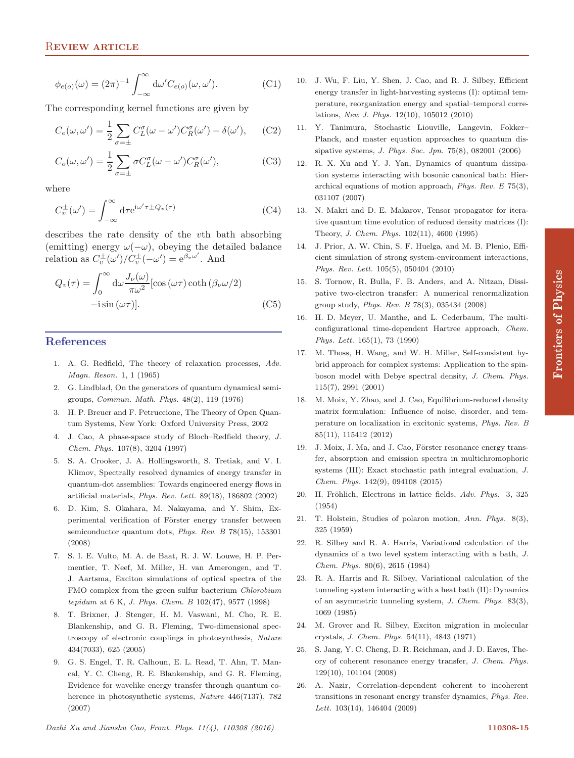$$\phi_{e(o)}(\omega) = (2\pi)^{-1}\int_{-\infty}^{\infty} \mathrm{d}\omega' C_{e(o)}(\omega,\omega'). \tag{C1}$$

The corresponding kernel functions are given by

$$C_e(\omega,\omega') = \frac{1}{2}\sum_{\sigma=\pm} C_L^{\sigma}(\omega-\omega')C_R^{\sigma}(\omega') - \delta(\omega'), \tag{C2}$$

$$C_o(\omega,\omega') = \frac{1}{2}\sum_{\sigma=\pm} \sigma C_L^{\sigma}(\omega-\omega')C_R^{\sigma}(\omega'), \tag{C3}$$

where

$$C_v^{\pm}(\omega') = \int_{-\infty}^{\infty} \mathrm{d}\tau \mathrm{e}^{\mathrm{i}\omega'\tau \pm Q_v(\tau)} \tag{C4}$$

describes the rate density of the $v$th bath absorbing (emitting) energy $\omega(-\omega)$, obeying the detailed balance relation as $C_v^{\pm}(\omega')/C_v^{\pm}(-\omega') = \mathrm{e}^{\beta_v\omega'}$. And

$$Q_v(\tau) = \int_0^{\infty} \mathrm{d}\omega \frac{J_\nu(\omega)}{\pi\omega^2}[\cos(\omega\tau)\coth(\beta_\nu\omega/2) -\mathrm{i}\sin(\omega\tau)]. \tag{C5}$$

## References

1. A. G. Redfield, The theory of relaxation processes, *Adv. Magn. Reson.* 1, 1 (1965)
2. G. Lindblad, On the generators of quantum dynamical semigroups, *Commun. Math. Phys.* 48(2), 119 (1976)
3. H. P. Breuer and F. Petruccione, The Theory of Open Quantum Systems, New York: Oxford University Press, 2002
4. J. Cao, A phase-space study of Bloch–Redfield theory, *J. Chem. Phys.* 107(8), 3204 (1997)
5. S. A. Crooker, J. A. Hollingsworth, S. Tretiak, and V. I. Klimov, Spectrally resolved dynamics of energy transfer in quantum-dot assemblies: Towards engineered energy flows in artificial materials, *Phys. Rev. Lett.* 89(18), 186802 (2002)
6. D. Kim, S. Okahara, M. Nakayama, and Y. Shim, Experimental verification of Förster energy transfer between semiconductor quantum dots, *Phys. Rev. B* 78(15), 153301 (2008)
7. S. I. E. Vulto, M. A. de Baat, R. J. W. Louwe, H. P. Permentier, T. Neef, M. Miller, H. van Amerongen, and T. J. Aartsma, Exciton simulations of optical spectra of the FMO complex from the green sulfur bacterium *Chlorobium tepidum* at 6 K, *J. Phys. Chem. B* 102(47), 9577 (1998)
8. T. Brixner, J. Stenger, H. M. Vaswani, M. Cho, R. E. Blankenship, and G. R. Fleming, Two-dimensional spectroscopy of electronic couplings in photosynthesis, *Nature* 434(7033), 625 (2005)
9. G. S. Engel, T. R. Calhoun, E. L. Read, T. Ahn, T. Mancal, Y. C. Cheng, R. E. Blankenship, and G. R. Fleming, Evidence for wavelike energy transfer through quantum coherence in photosynthetic systems, *Nature* 446(7137), 782 (2007)
10. J. Wu, F. Liu, Y. Shen, J. Cao, and R. J. Silbey, Efficient energy transfer in light-harvesting systems (I): optimal temperature, reorganization energy and spatial–temporal correlations, *New J. Phys.* 12(10), 105012 (2010)
11. Y. Tanimura, Stochastic Liouville, Langevin, Fokker–Planck, and master equation approaches to quantum dissipative systems, *J. Phys. Soc. Jpn.* 75(8), 082001 (2006)
12. R. X. Xu and Y. J. Yan, Dynamics of quantum dissipation systems interacting with bosonic canonical bath: Hierarchical equations of motion approach, *Phys. Rev. E* 75(3), 031107 (2007)
13. N. Makri and D. E. Makarov, Tensor propagator for iterative quantum time evolution of reduced density matrices (I): Theory, *J. Chem. Phys.* 102(11), 4600 (1995)
14. J. Prior, A. W. Chin, S. F. Huelga, and M. B. Plenio, Efficient simulation of strong system-environment interactions, *Phys. Rev. Lett.* 105(5), 050404 (2010)
15. S. Tornow, R. Bulla, F. B. Anders, and A. Nitzan, Dissipative two-electron transfer: A numerical renormalization group study, *Phys. Rev. B* 78(3), 035434 (2008)
16. H. D. Meyer, U. Manthe, and L. Cederbaum, The multi-configurational time-dependent Hartree approach, *Chem. Phys. Lett.* 165(1), 73 (1990)
17. M. Thoss, H. Wang, and W. H. Miller, Self-consistent hybrid approach for complex systems: Application to the spin-boson model with Debye spectral density, *J. Chem. Phys.* 115(7), 2991 (2001)
18. M. Moix, Y. Zhao, and J. Cao, Equilibrium-reduced density matrix formulation: Influence of noise, disorder, and temperature on localization in excitonic systems, *Phys. Rev. B* 85(11), 115412 (2012)
19. J. Moix, J. Ma, and J. Cao, Förster resonance energy transfer, absorption and emission spectra in multichromophoric systems (III): Exact stochastic path integral evaluation, *J. Chem. Phys.* 142(9), 094108 (2015)
20. H. Fröhlich, Electrons in lattice fields, *Adv. Phys.* 3, 325 (1954)
21. T. Holstein, Studies of polaron motion, *Ann. Phys.* 8(3), 325 (1959)
22. R. Silbey and R. A. Harris, Variational calculation of the dynamics of a two level system interacting with a bath, *J. Chem. Phys.* 80(6), 2615 (1984)
23. R. A. Harris and R. Silbey, Variational calculation of the tunneling system interacting with a heat bath (II): Dynamics of an asymmetric tunneling system, *J. Chem. Phys.* 83(3), 1069 (1985)
24. M. Grover and R. Silbey, Exciton migration in molecular crystals, *J. Chem. Phys.* 54(11), 4843 (1971)
25. S. Jang, Y. C. Cheng, D. R. Reichman, and J. D. Eaves, Theory of coherent resonance energy transfer, *J. Chem. Phys.* 129(10), 101104 (2008)
26. A. Nazir, Correlation-dependent coherent to incoherent transitions in resonant energy transfer dynamics, *Phys. Rev. Lett.* 103(14), 146404 (2009)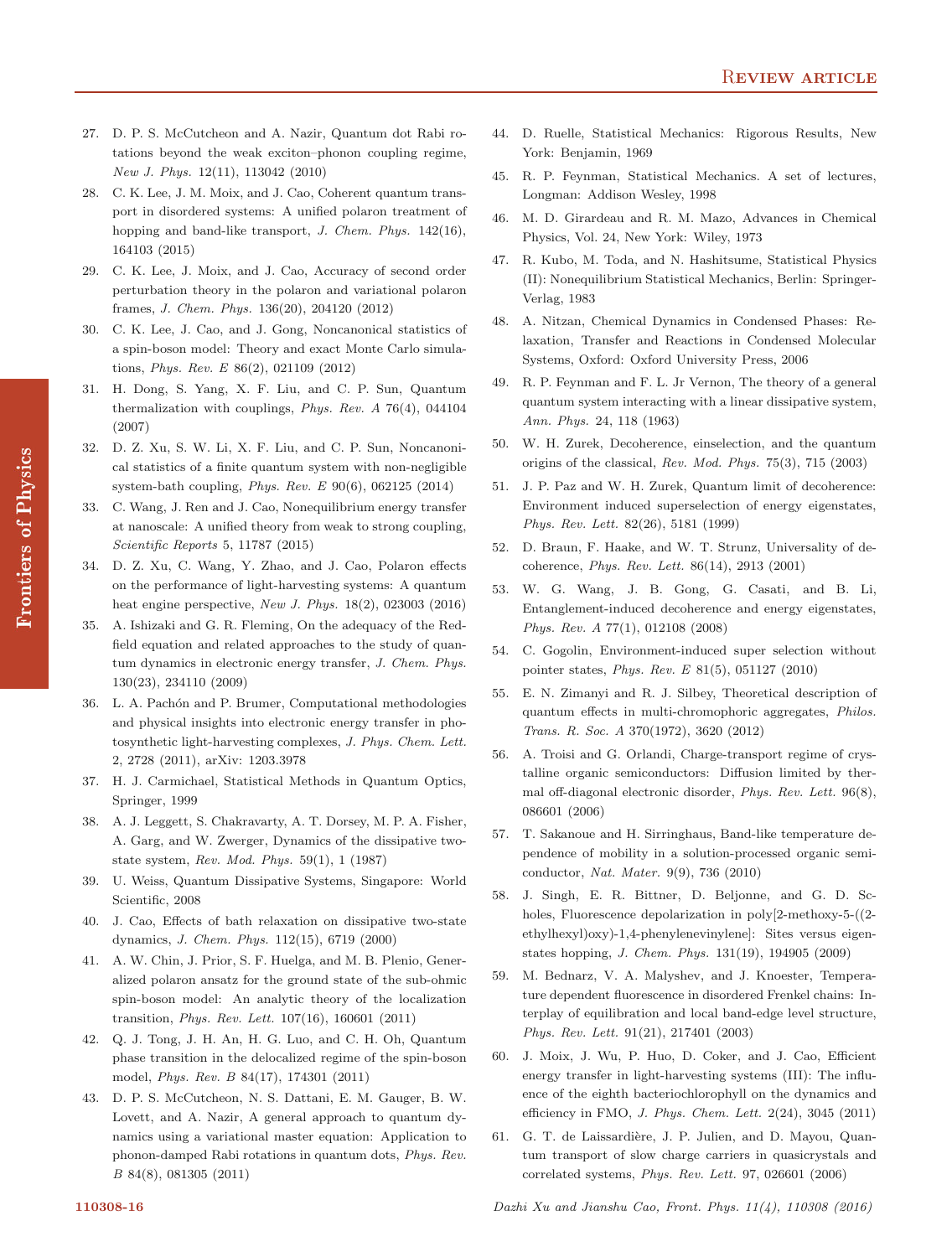27. D. P. S. McCutcheon and A. Nazir, Quantum dot Rabi rotations beyond the weak exciton–phonon coupling regime, *New J. Phys.* 12(11), 113042 (2010)

28. C. K. Lee, J. M. Moix, and J. Cao, Coherent quantum transport in disordered systems: A unified polaron treatment of hopping and band-like transport, *J. Chem. Phys.* 142(16), 164103 (2015)

29. C. K. Lee, J. Moix, and J. Cao, Accuracy of second order perturbation theory in the polaron and variational polaron frames, *J. Chem. Phys.* 136(20), 204120 (2012)

30. C. K. Lee, J. Cao, and J. Gong, Noncanonical statistics of a spin-boson model: Theory and exact Monte Carlo simulations, *Phys. Rev. E* 86(2), 021109 (2012)

31. H. Dong, S. Yang, X. F. Liu, and C. P. Sun, Quantum thermalization with couplings, *Phys. Rev. A* 76(4), 044104 (2007)

32. D. Z. Xu, S. W. Li, X. F. Liu, and C. P. Sun, Noncanonical statistics of a finite quantum system with non-negligible system-bath coupling, *Phys. Rev. E* 90(6), 062125 (2014)

33. C. Wang, J. Ren and J. Cao, Nonequilibrium energy transfer at nanoscale: A unified theory from weak to strong coupling, *Scientific Reports* 5, 11787 (2015)

34. D. Z. Xu, C. Wang, Y. Zhao, and J. Cao, Polaron effects on the performance of light-harvesting systems: A quantum heat engine perspective, *New J. Phys.* 18(2), 023003 (2016)

35. A. Ishizaki and G. R. Fleming, On the adequacy of the Redfield equation and related approaches to the study of quantum dynamics in electronic energy transfer, *J. Chem. Phys.* 130(23), 234110 (2009)

36. L. A. Pachón and P. Brumer, Computational methodologies and physical insights into electronic energy transfer in photosynthetic light-harvesting complexes, *J. Phys. Chem. Lett.* 2, 2728 (2011), arXiv: 1203.3978

37. H. J. Carmichael, Statistical Methods in Quantum Optics, Springer, 1999

38. A. J. Leggett, S. Chakravarty, A. T. Dorsey, M. P. A. Fisher, A. Garg, and W. Zwerger, Dynamics of the dissipative two-state system, *Rev. Mod. Phys.* 59(1), 1 (1987)

39. U. Weiss, Quantum Dissipative Systems, Singapore: World Scientific, 2008

40. J. Cao, Effects of bath relaxation on dissipative two-state dynamics, *J. Chem. Phys.* 112(15), 6719 (2000)

41. A. W. Chin, J. Prior, S. F. Huelga, and M. B. Plenio, Generalized polaron ansatz for the ground state of the sub-ohmic spin-boson model: An analytic theory of the localization transition, *Phys. Rev. Lett.* 107(16), 160601 (2011)

42. Q. J. Tong, J. H. An, H. G. Luo, and C. H. Oh, Quantum phase transition in the delocalized regime of the spin-boson model, *Phys. Rev. B* 84(17), 174301 (2011)

43. D. P. S. McCutcheon, N. S. Dattani, E. M. Gauger, B. W. Lovett, and A. Nazir, A general approach to quantum dynamics using a variational master equation: Application to phonon-damped Rabi rotations in quantum dots, *Phys. Rev. B* 84(8), 081305 (2011)

44. D. Ruelle, Statistical Mechanics: Rigorous Results, New York: Benjamin, 1969

45. R. P. Feynman, Statistical Mechanics. A set of lectures, Longman: Addison Wesley, 1998

46. M. D. Girardeau and R. M. Mazo, Advances in Chemical Physics, Vol. 24, New York: Wiley, 1973

47. R. Kubo, M. Toda, and N. Hashitsume, Statistical Physics (II): Nonequilibrium Statistical Mechanics, Berlin: Springer-Verlag, 1983

48. A. Nitzan, Chemical Dynamics in Condensed Phases: Relaxation, Transfer and Reactions in Condensed Molecular Systems, Oxford: Oxford University Press, 2006

49. R. P. Feynman and F. L. Jr Vernon, The theory of a general quantum system interacting with a linear dissipative system, *Ann. Phys.* 24, 118 (1963)

50. W. H. Zurek, Decoherence, einselection, and the quantum origins of the classical, *Rev. Mod. Phys.* 75(3), 715 (2003)

51. J. P. Paz and W. H. Zurek, Quantum limit of decoherence: Environment induced superselection of energy eigenstates, *Phys. Rev. Lett.* 82(26), 5181 (1999)

52. D. Braun, F. Haake, and W. T. Strunz, Universality of decoherence, *Phys. Rev. Lett.* 86(14), 2913 (2001)

53. W. G. Wang, J. B. Gong, G. Casati, and B. Li, Entanglement-induced decoherence and energy eigenstates, *Phys. Rev. A* 77(1), 012108 (2008)

54. C. Gogolin, Environment-induced super selection without pointer states, *Phys. Rev. E* 81(5), 051127 (2010)

55. E. N. Zimanyi and R. J. Silbey, Theoretical description of quantum effects in multi-chromophoric aggregates, *Philos. Trans. R. Soc. A* 370(1972), 3620 (2012)

56. A. Troisi and G. Orlandi, Charge-transport regime of crystalline organic semiconductors: Diffusion limited by thermal off-diagonal electronic disorder, *Phys. Rev. Lett.* 96(8), 086601 (2006)

57. T. Sakanoue and H. Sirringhaus, Band-like temperature dependence of mobility in a solution-processed organic semiconductor, *Nat. Mater.* 9(9), 736 (2010)

58. J. Singh, E. R. Bittner, D. Beljonne, and G. D. Scholes, Fluorescence depolarization in poly[2-methoxy-5-((2-ethylhexyl)oxy)-1,4-phenylenevinylene]: Sites versus eigenstates hopping, *J. Chem. Phys.* 131(19), 194905 (2009)

59. M. Bednarz, V. A. Malyshev, and J. Knoester, Temperature dependent fluorescence in disordered Frenkel chains: Interplay of equilibration and local band-edge level structure, *Phys. Rev. Lett.* 91(21), 217401 (2003)

60. J. Moix, J. Wu, P. Huo, D. Coker, and J. Cao, Efficient energy transfer in light-harvesting systems (III): The influence of the eighth bacteriochlorophyll on the dynamics and efficiency in FMO, *J. Phys. Chem. Lett.* 2(24), 3045 (2011)

61. G. T. de Laissardière, J. P. Julien, and D. Mayou, Quantum transport of slow charge carriers in quasicrystals and correlated systems, *Phys. Rev. Lett.* 97, 026601 (2006)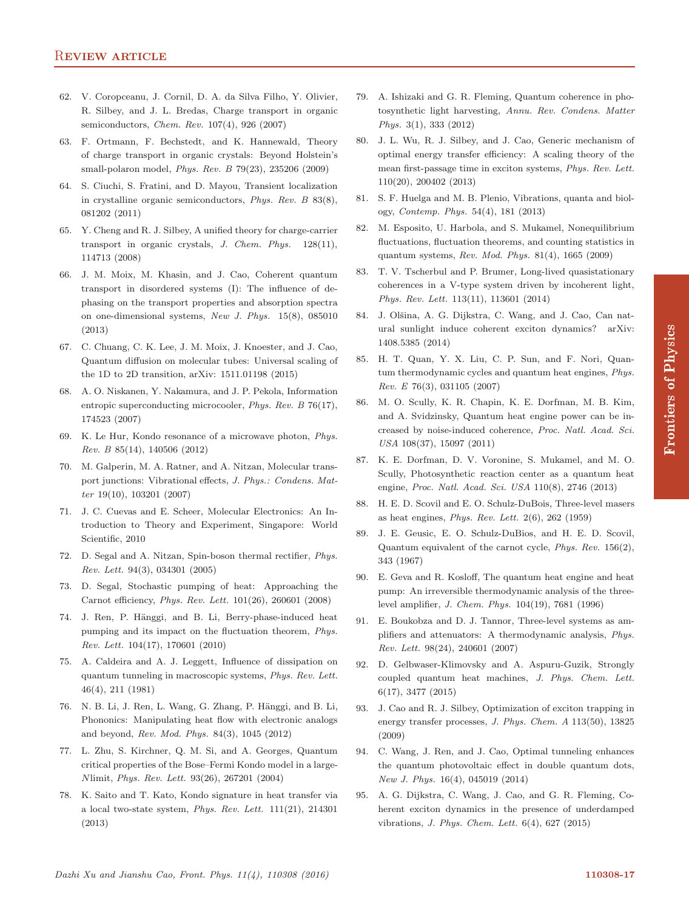62. V. Coropceanu, J. Cornil, D. A. da Silva Filho, Y. Olivier, R. Silbey, and J. L. Bredas, Charge transport in organic semiconductors, *Chem. Rev.* 107(4), 926 (2007)

63. F. Ortmann, F. Bechstedt, and K. Hannewald, Theory of charge transport in organic crystals: Beyond Holstein's small-polaron model, *Phys. Rev. B* 79(23), 235206 (2009)

64. S. Ciuchi, S. Fratini, and D. Mayou, Transient localization in crystalline organic semiconductors, *Phys. Rev. B* 83(8), 081202 (2011)

65. Y. Cheng and R. J. Silbey, A unified theory for charge-carrier transport in organic crystals, *J. Chem. Phys.* 128(11), 114713 (2008)

66. J. M. Moix, M. Khasin, and J. Cao, Coherent quantum transport in disordered systems (I): The influence of dephasing on the transport properties and absorption spectra on one-dimensional systems, *New J. Phys.* 15(8), 085010 (2013)

67. C. Chuang, C. K. Lee, J. M. Moix, J. Knoester, and J. Cao, Quantum diffusion on molecular tubes: Universal scaling of the 1D to 2D transition, arXiv: 1511.01198 (2015)

68. A. O. Niskanen, Y. Nakamura, and J. P. Pekola, Information entropic superconducting microcooler, *Phys. Rev. B* 76(17), 174523 (2007)

69. K. Le Hur, Kondo resonance of a microwave photon, *Phys. Rev. B* 85(14), 140506 (2012)

70. M. Galperin, M. A. Ratner, and A. Nitzan, Molecular transport junctions: Vibrational effects, *J. Phys.: Condens. Matter* 19(10), 103201 (2007)

71. J. C. Cuevas and E. Scheer, Molecular Electronics: An Introduction to Theory and Experiment, Singapore: World Scientific, 2010

72. D. Segal and A. Nitzan, Spin-boson thermal rectifier, *Phys. Rev. Lett.* 94(3), 034301 (2005)

73. D. Segal, Stochastic pumping of heat: Approaching the Carnot efficiency, *Phys. Rev. Lett.* 101(26), 260601 (2008)

74. J. Ren, P. Hänggi, and B. Li, Berry-phase-induced heat pumping and its impact on the fluctuation theorem, *Phys. Rev. Lett.* 104(17), 170601 (2010)

75. A. Caldeira and A. J. Leggett, Influence of dissipation on quantum tunneling in macroscopic systems, *Phys. Rev. Lett.* 46(4), 211 (1981)

76. N. B. Li, J. Ren, L. Wang, G. Zhang, P. Hänggi, and B. Li, Phononics: Manipulating heat flow with electronic analogs and beyond, *Rev. Mod. Phys.* 84(3), 1045 (2012)

77. L. Zhu, S. Kirchner, Q. M. Si, and A. Georges, Quantum critical properties of the Bose–Fermi Kondo model in a large-$N$limit, *Phys. Rev. Lett.* 93(26), 267201 (2004)

78. K. Saito and T. Kato, Kondo signature in heat transfer via a local two-state system, *Phys. Rev. Lett.* 111(21), 214301 (2013)

79. A. Ishizaki and G. R. Fleming, Quantum coherence in photosynthetic light harvesting, *Annu. Rev. Condens. Matter Phys.* 3(1), 333 (2012)

80. J. L. Wu, R. J. Silbey, and J. Cao, Generic mechanism of optimal energy transfer efficiency: A scaling theory of the mean first-passage time in exciton systems, *Phys. Rev. Lett.* 110(20), 200402 (2013)

81. S. F. Huelga and M. B. Plenio, Vibrations, quanta and biology, *Contemp. Phys.* 54(4), 181 (2013)

82. M. Esposito, U. Harbola, and S. Mukamel, Nonequilibrium fluctuations, fluctuation theorems, and counting statistics in quantum systems, *Rev. Mod. Phys.* 81(4), 1665 (2009)

83. T. V. Tscherbul and P. Brumer, Long-lived quasistationary coherences in a V-type system driven by incoherent light, *Phys. Rev. Lett.* 113(11), 113601 (2014)

84. J. Olšina, A. G. Dijkstra, C. Wang, and J. Cao, Can natural sunlight induce coherent exciton dynamics? arXiv: 1408.5385 (2014)

85. H. T. Quan, Y. X. Liu, C. P. Sun, and F. Nori, Quantum thermodynamic cycles and quantum heat engines, *Phys. Rev. E* 76(3), 031105 (2007)

86. M. O. Scully, K. R. Chapin, K. E. Dorfman, M. B. Kim, and A. Svidzinsky, Quantum heat engine power can be increased by noise-induced coherence, *Proc. Natl. Acad. Sci. USA* 108(37), 15097 (2011)

87. K. E. Dorfman, D. V. Voronine, S. Mukamel, and M. O. Scully, Photosynthetic reaction center as a quantum heat engine, *Proc. Natl. Acad. Sci. USA* 110(8), 2746 (2013)

88. H. E. D. Scovil and E. O. Schulz-DuBois, Three-level masers as heat engines, *Phys. Rev. Lett.* 2(6), 262 (1959)

89. J. E. Geusic, E. O. Schulz-DuBios, and H. E. D. Scovil, Quantum equivalent of the carnot cycle, *Phys. Rev.* 156(2), 343 (1967)

90. E. Geva and R. Kosloff, The quantum heat engine and heat pump: An irreversible thermodynamic analysis of the three-level amplifier, *J. Chem. Phys.* 104(19), 7681 (1996)

91. E. Boukobza and D. J. Tannor, Three-level systems as amplifiers and attenuators: A thermodynamic analysis, *Phys. Rev. Lett.* 98(24), 240601 (2007)

92. D. Gelbwaser-Klimovsky and A. Aspuru-Guzik, Strongly coupled quantum heat machines, *J. Phys. Chem. Lett.* 6(17), 3477 (2015)

93. J. Cao and R. J. Silbey, Optimization of exciton trapping in energy transfer processes, *J. Phys. Chem. A* 113(50), 13825 (2009)

94. C. Wang, J. Ren, and J. Cao, Optimal tunneling enhances the quantum photovoltaic effect in double quantum dots, *New J. Phys.* 16(4), 045019 (2014)

95. A. G. Dijkstra, C. Wang, J. Cao, and G. R. Fleming, Coherent exciton dynamics in the presence of underdamped vibrations, *J. Phys. Chem. Lett.* 6(4), 627 (2015)